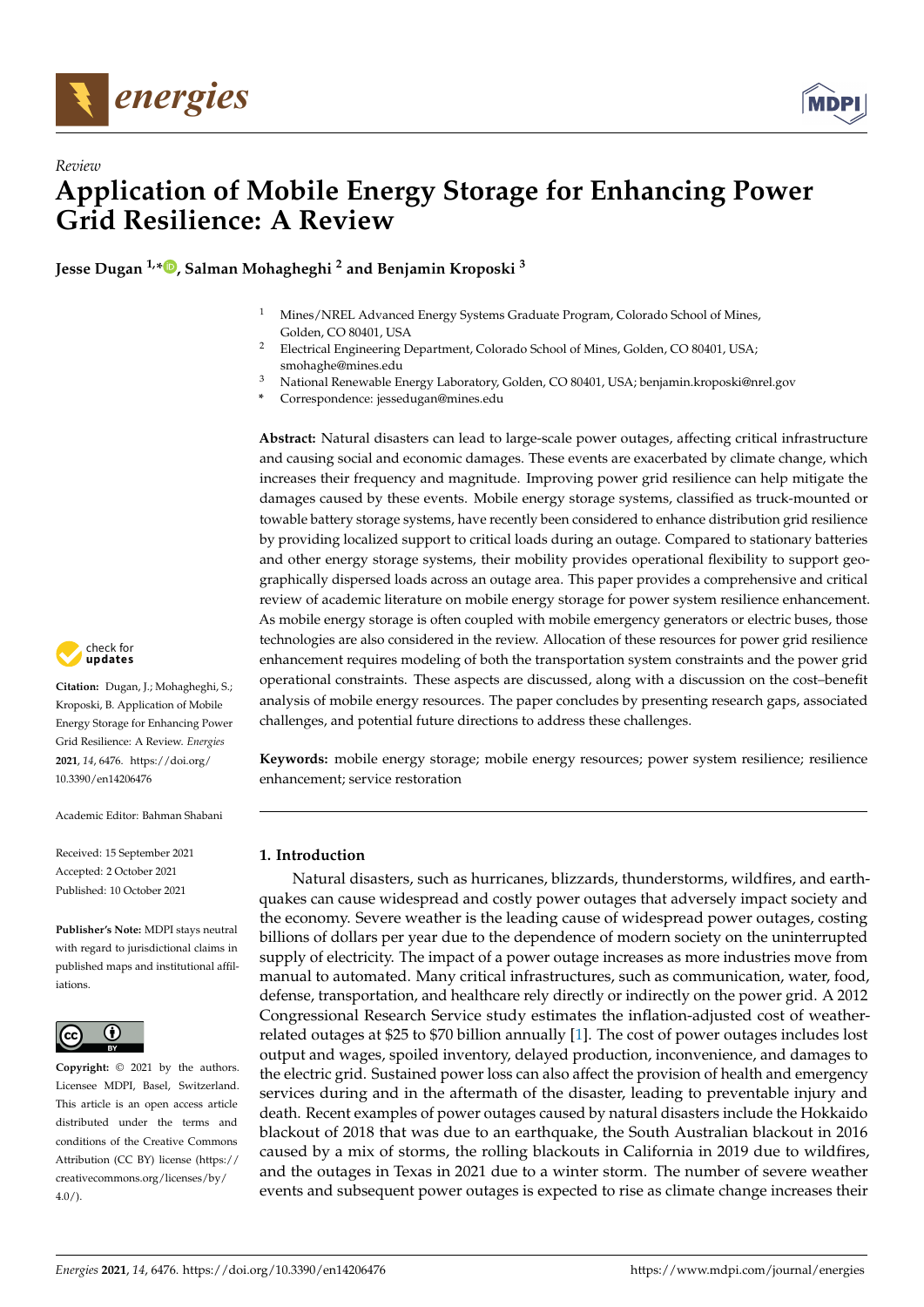*Review*

# Application of Mobile Energy Storage for Enhancing Power Grid Resilience: A Review

**Jesse Dugan [1,*], Salman Mohagheghi [2] and Benjamin Kroposki [3]**

[1] Mines/NREL Advanced Energy Systems Graduate Program, Colorado School of Mines, Golden, CO 80401, USA
[2] Electrical Engineering Department, Colorado School of Mines, Golden, CO 80401, USA; smohaghe@mines.edu
[3] National Renewable Energy Laboratory, Golden, CO 80401, USA; benjamin.kroposki@nrel.gov
[*] Correspondence: jessedugan@mines.edu

**Abstract:** Natural disasters can lead to large-scale power outages, affecting critical infrastructure and causing social and economic damages. These events are exacerbated by climate change, which increases their frequency and magnitude. Improving power grid resilience can help mitigate the damages caused by these events. Mobile energy storage systems, classified as truck-mounted or towable battery storage systems, have recently been considered to enhance distribution grid resilience by providing localized support to critical loads during an outage. Compared to stationary batteries and other energy storage systems, their mobility provides operational flexibility to support geographically dispersed loads across an outage area. This paper provides a comprehensive and critical review of academic literature on mobile energy storage for power system resilience enhancement. As mobile energy storage is often coupled with mobile emergency generators or electric buses, those technologies are also considered in the review. Allocation of these resources for power grid resilience enhancement requires modeling of both the transportation system constraints and the power grid operational constraints. These aspects are discussed, along with a discussion on the cost–benefit analysis of mobile energy resources. The paper concludes by presenting research gaps, associated challenges, and potential future directions to address these challenges.

**Keywords:** mobile energy storage; mobile energy resources; power system resilience; resilience enhancement; service restoration

**Citation:** Dugan, J.; Mohagheghi, S.; Kroposki, B. Application of Mobile Energy Storage for Enhancing Power Grid Resilience: A Review. *Energies* **2021**, *14*, 6476. https://doi.org/10.3390/en14206476

Academic Editor: Bahman Shabani

Received: 15 September 2021
Accepted: 2 October 2021
Published: 10 October 2021

**Publisher's Note:** MDPI stays neutral with regard to jurisdictional claims in published maps and institutional affiliations.

**Copyright:** © 2021 by the authors. Licensee MDPI, Basel, Switzerland. This article is an open access article distributed under the terms and conditions of the Creative Commons Attribution (CC BY) license (https://creativecommons.org/licenses/by/4.0/).

## 1. Introduction

Natural disasters, such as hurricanes, blizzards, thunderstorms, wildfires, and earthquakes can cause widespread and costly power outages that adversely impact society and the economy. Severe weather is the leading cause of widespread power outages, costing billions of dollars per year due to the dependence of modern society on the uninterrupted supply of electricity. The impact of a power outage increases as more industries move from manual to automated. Many critical infrastructures, such as communication, water, food, defense, transportation, and healthcare rely directly or indirectly on the power grid. A 2012 Congressional Research Service study estimates the inflation-adjusted cost of weather-related outages at $25 to $70 billion annually [1]. The cost of power outages includes lost output and wages, spoiled inventory, delayed production, inconvenience, and damages to the electric grid. Sustained power loss can also affect the provision of health and emergency services during and in the aftermath of the disaster, leading to preventable injury and death. Recent examples of power outages caused by natural disasters include the Hokkaido blackout of 2018 that was due to an earthquake, the South Australian blackout in 2016 caused by a mix of storms, the rolling blackouts in California in 2019 due to wildfires, and the outages in Texas in 2021 due to a winter storm. The number of severe weather events and subsequent power outages is expected to rise as climate change increases their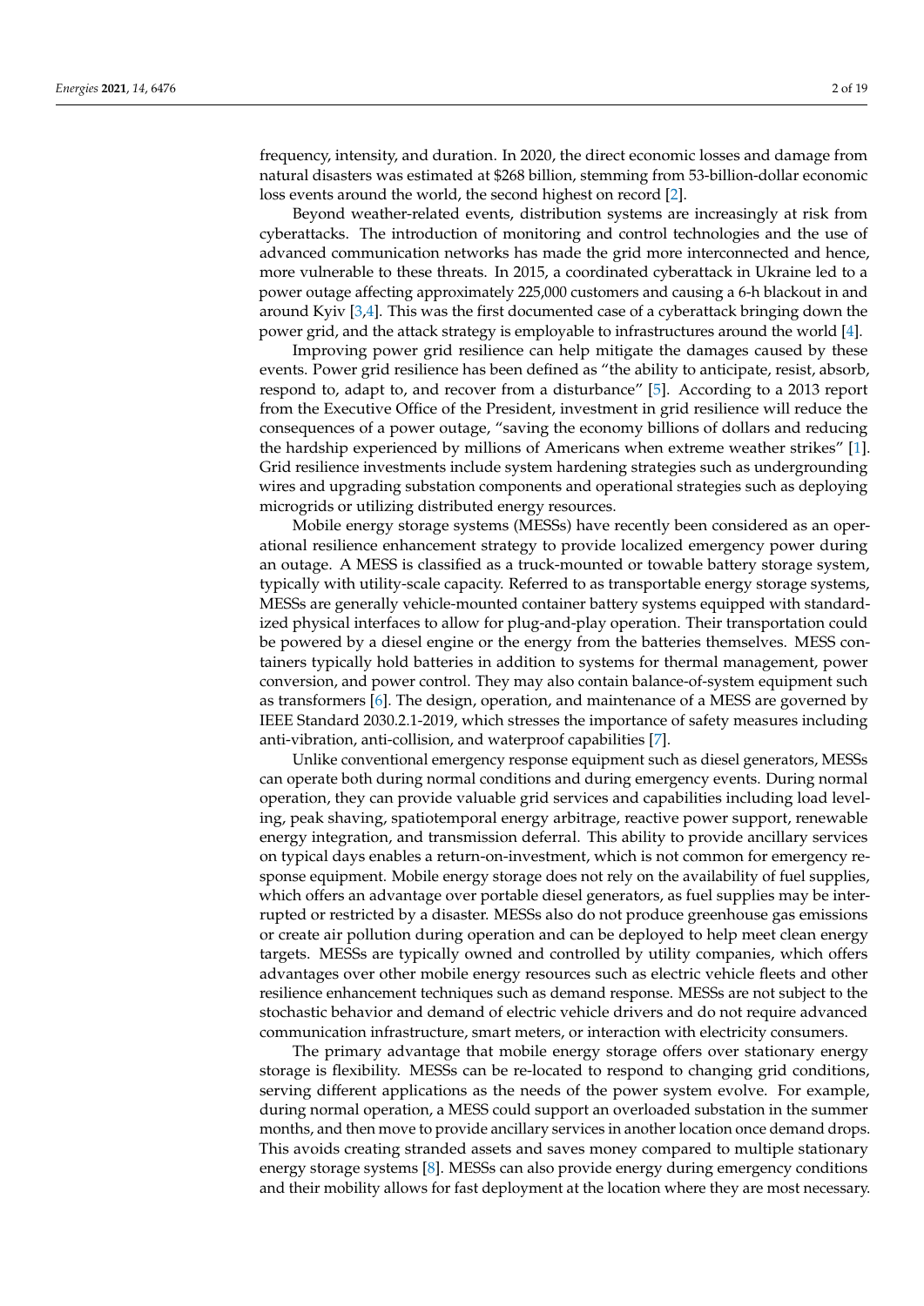frequency, intensity, and duration. In 2020, the direct economic losses and damage from natural disasters was estimated at $268 billion, stemming from 53-billion-dollar economic loss events around the world, the second highest on record [2].

Beyond weather-related events, distribution systems are increasingly at risk from cyberattacks. The introduction of monitoring and control technologies and the use of advanced communication networks has made the grid more interconnected and hence, more vulnerable to these threats. In 2015, a coordinated cyberattack in Ukraine led to a power outage affecting approximately 225,000 customers and causing a 6-h blackout in and around Kyiv [3,4]. This was the first documented case of a cyberattack bringing down the power grid, and the attack strategy is employable to infrastructures around the world [4].

Improving power grid resilience can help mitigate the damages caused by these events. Power grid resilience has been defined as "the ability to anticipate, resist, absorb, respond to, adapt to, and recover from a disturbance" [5]. According to a 2013 report from the Executive Office of the President, investment in grid resilience will reduce the consequences of a power outage, "saving the economy billions of dollars and reducing the hardship experienced by millions of Americans when extreme weather strikes" [1]. Grid resilience investments include system hardening strategies such as undergrounding wires and upgrading substation components and operational strategies such as deploying microgrids or utilizing distributed energy resources.

Mobile energy storage systems (MESSs) have recently been considered as an operational resilience enhancement strategy to provide localized emergency power during an outage. A MESS is classified as a truck-mounted or towable battery storage system, typically with utility-scale capacity. Referred to as transportable energy storage systems, MESSs are generally vehicle-mounted container battery systems equipped with standardized physical interfaces to allow for plug-and-play operation. Their transportation could be powered by a diesel engine or the energy from the batteries themselves. MESS containers typically hold batteries in addition to systems for thermal management, power conversion, and power control. They may also contain balance-of-system equipment such as transformers [6]. The design, operation, and maintenance of a MESS are governed by IEEE Standard 2030.2.1-2019, which stresses the importance of safety measures including anti-vibration, anti-collision, and waterproof capabilities [7].

Unlike conventional emergency response equipment such as diesel generators, MESSs can operate both during normal conditions and during emergency events. During normal operation, they can provide valuable grid services and capabilities including load leveling, peak shaving, spatiotemporal energy arbitrage, reactive power support, renewable energy integration, and transmission deferral. This ability to provide ancillary services on typical days enables a return-on-investment, which is not common for emergency response equipment. Mobile energy storage does not rely on the availability of fuel supplies, which offers an advantage over portable diesel generators, as fuel supplies may be interrupted or restricted by a disaster. MESSs also do not produce greenhouse gas emissions or create air pollution during operation and can be deployed to help meet clean energy targets. MESSs are typically owned and controlled by utility companies, which offers advantages over other mobile energy resources such as electric vehicle fleets and other resilience enhancement techniques such as demand response. MESSs are not subject to the stochastic behavior and demand of electric vehicle drivers and do not require advanced communication infrastructure, smart meters, or interaction with electricity consumers.

The primary advantage that mobile energy storage offers over stationary energy storage is flexibility. MESSs can be re-located to respond to changing grid conditions, serving different applications as the needs of the power system evolve. For example, during normal operation, a MESS could support an overloaded substation in the summer months, and then move to provide ancillary services in another location once demand drops. This avoids creating stranded assets and saves money compared to multiple stationary energy storage systems [8]. MESSs can also provide energy during emergency conditions and their mobility allows for fast deployment at the location where they are most necessary.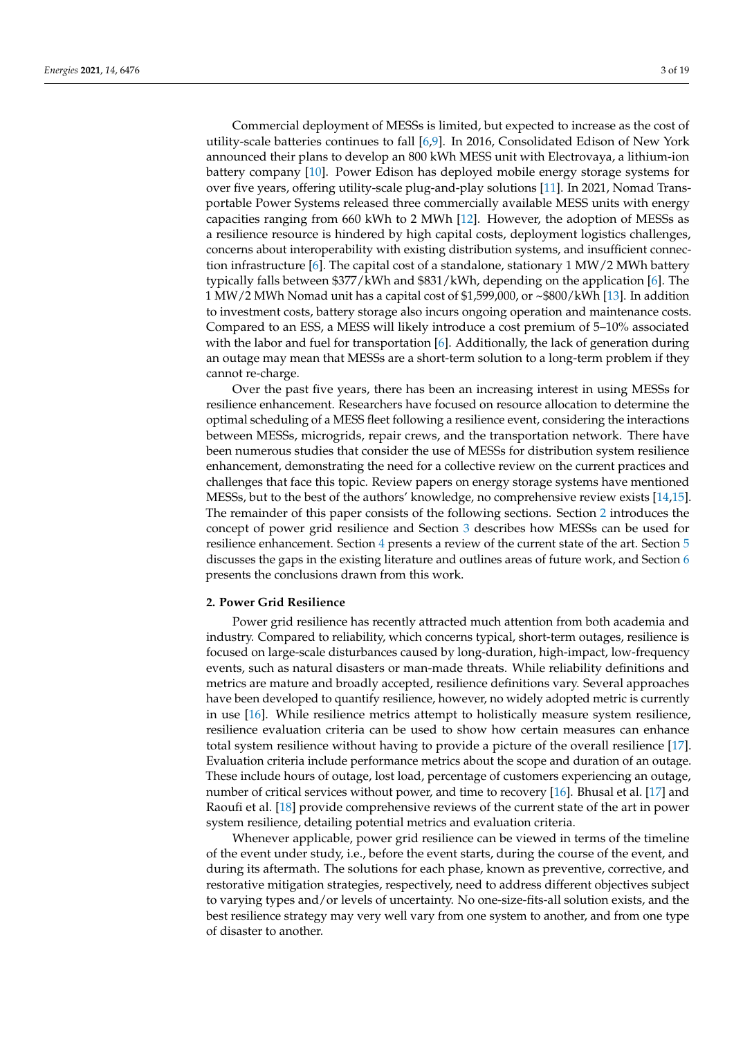Commercial deployment of MESSs is limited, but expected to increase as the cost of utility-scale batteries continues to fall [6,9]. In 2016, Consolidated Edison of New York announced their plans to develop an 800 kWh MESS unit with Electrovaya, a lithium-ion battery company [10]. Power Edison has deployed mobile energy storage systems for over five years, offering utility-scale plug-and-play solutions [11]. In 2021, Nomad Transportable Power Systems released three commercially available MESS units with energy capacities ranging from 660 kWh to 2 MWh [12]. However, the adoption of MESSs as a resilience resource is hindered by high capital costs, deployment logistics challenges, concerns about interoperability with existing distribution systems, and insufficient connection infrastructure [6]. The capital cost of a standalone, stationary 1 MW/2 MWh battery typically falls between \$377/kWh and \$831/kWh, depending on the application [6]. The 1 MW/2 MWh Nomad unit has a capital cost of \$1,599,000, or ~\$800/kWh [13]. In addition to investment costs, battery storage also incurs ongoing operation and maintenance costs. Compared to an ESS, a MESS will likely introduce a cost premium of 5–10% associated with the labor and fuel for transportation [6]. Additionally, the lack of generation during an outage may mean that MESSs are a short-term solution to a long-term problem if they cannot re-charge.

Over the past five years, there has been an increasing interest in using MESSs for resilience enhancement. Researchers have focused on resource allocation to determine the optimal scheduling of a MESS fleet following a resilience event, considering the interactions between MESSs, microgrids, repair crews, and the transportation network. There have been numerous studies that consider the use of MESSs for distribution system resilience enhancement, demonstrating the need for a collective review on the current practices and challenges that face this topic. Review papers on energy storage systems have mentioned MESSs, but to the best of the authors' knowledge, no comprehensive review exists [14,15]. The remainder of this paper consists of the following sections. Section 2 introduces the concept of power grid resilience and Section 3 describes how MESSs can be used for resilience enhancement. Section 4 presents a review of the current state of the art. Section 5 discusses the gaps in the existing literature and outlines areas of future work, and Section 6 presents the conclusions drawn from this work.

## 2. Power Grid Resilience

Power grid resilience has recently attracted much attention from both academia and industry. Compared to reliability, which concerns typical, short-term outages, resilience is focused on large-scale disturbances caused by long-duration, high-impact, low-frequency events, such as natural disasters or man-made threats. While reliability definitions and metrics are mature and broadly accepted, resilience definitions vary. Several approaches have been developed to quantify resilience, however, no widely adopted metric is currently in use [16]. While resilience metrics attempt to holistically measure system resilience, resilience evaluation criteria can be used to show how certain measures can enhance total system resilience without having to provide a picture of the overall resilience [17]. Evaluation criteria include performance metrics about the scope and duration of an outage. These include hours of outage, lost load, percentage of customers experiencing an outage, number of critical services without power, and time to recovery [16]. Bhusal et al. [17] and Raoufi et al. [18] provide comprehensive reviews of the current state of the art in power system resilience, detailing potential metrics and evaluation criteria.

Whenever applicable, power grid resilience can be viewed in terms of the timeline of the event under study, i.e., before the event starts, during the course of the event, and during its aftermath. The solutions for each phase, known as preventive, corrective, and restorative mitigation strategies, respectively, need to address different objectives subject to varying types and/or levels of uncertainty. No one-size-fits-all solution exists, and the best resilience strategy may very well vary from one system to another, and from one type of disaster to another.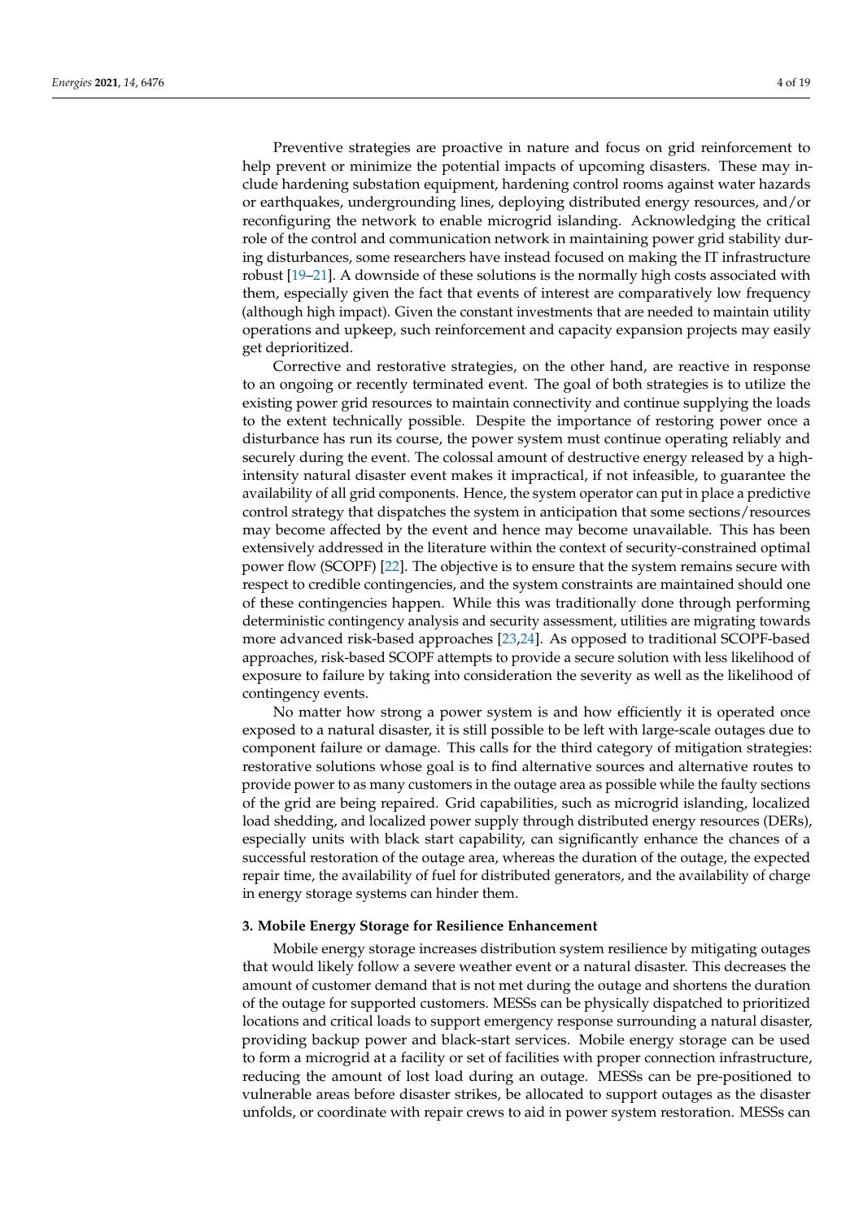Preventive strategies are proactive in nature and focus on grid reinforcement to help prevent or minimize the potential impacts of upcoming disasters. These may include hardening substation equipment, hardening control rooms against water hazards or earthquakes, undergrounding lines, deploying distributed energy resources, and/or reconfiguring the network to enable microgrid islanding. Acknowledging the critical role of the control and communication network in maintaining power grid stability during disturbances, some researchers have instead focused on making the IT infrastructure robust [19–21]. A downside of these solutions is the normally high costs associated with them, especially given the fact that events of interest are comparatively low frequency (although high impact). Given the constant investments that are needed to maintain utility operations and upkeep, such reinforcement and capacity expansion projects may easily get deprioritized.

Corrective and restorative strategies, on the other hand, are reactive in response to an ongoing or recently terminated event. The goal of both strategies is to utilize the existing power grid resources to maintain connectivity and continue supplying the loads to the extent technically possible. Despite the importance of restoring power once a disturbance has run its course, the power system must continue operating reliably and securely during the event. The colossal amount of destructive energy released by a high-intensity natural disaster event makes it impractical, if not infeasible, to guarantee the availability of all grid components. Hence, the system operator can put in place a predictive control strategy that dispatches the system in anticipation that some sections/resources may become affected by the event and hence may become unavailable. This has been extensively addressed in the literature within the context of security-constrained optimal power flow (SCOPF) [22]. The objective is to ensure that the system remains secure with respect to credible contingencies, and the system constraints are maintained should one of these contingencies happen. While this was traditionally done through performing deterministic contingency analysis and security assessment, utilities are migrating towards more advanced risk-based approaches [23,24]. As opposed to traditional SCOPF-based approaches, risk-based SCOPF attempts to provide a secure solution with less likelihood of exposure to failure by taking into consideration the severity as well as the likelihood of contingency events.

No matter how strong a power system is and how efficiently it is operated once exposed to a natural disaster, it is still possible to be left with large-scale outages due to component failure or damage. This calls for the third category of mitigation strategies: restorative solutions whose goal is to find alternative sources and alternative routes to provide power to as many customers in the outage area as possible while the faulty sections of the grid are being repaired. Grid capabilities, such as microgrid islanding, localized load shedding, and localized power supply through distributed energy resources (DERs), especially units with black start capability, can significantly enhance the chances of a successful restoration of the outage area, whereas the duration of the outage, the expected repair time, the availability of fuel for distributed generators, and the availability of charge in energy storage systems can hinder them.

## 3. Mobile Energy Storage for Resilience Enhancement

Mobile energy storage increases distribution system resilience by mitigating outages that would likely follow a severe weather event or a natural disaster. This decreases the amount of customer demand that is not met during the outage and shortens the duration of the outage for supported customers. MESSs can be physically dispatched to prioritized locations and critical loads to support emergency response surrounding a natural disaster, providing backup power and black-start services. Mobile energy storage can be used to form a microgrid at a facility or set of facilities with proper connection infrastructure, reducing the amount of lost load during an outage. MESSs can be pre-positioned to vulnerable areas before disaster strikes, be allocated to support outages as the disaster unfolds, or coordinate with repair crews to aid in power system restoration. MESSs can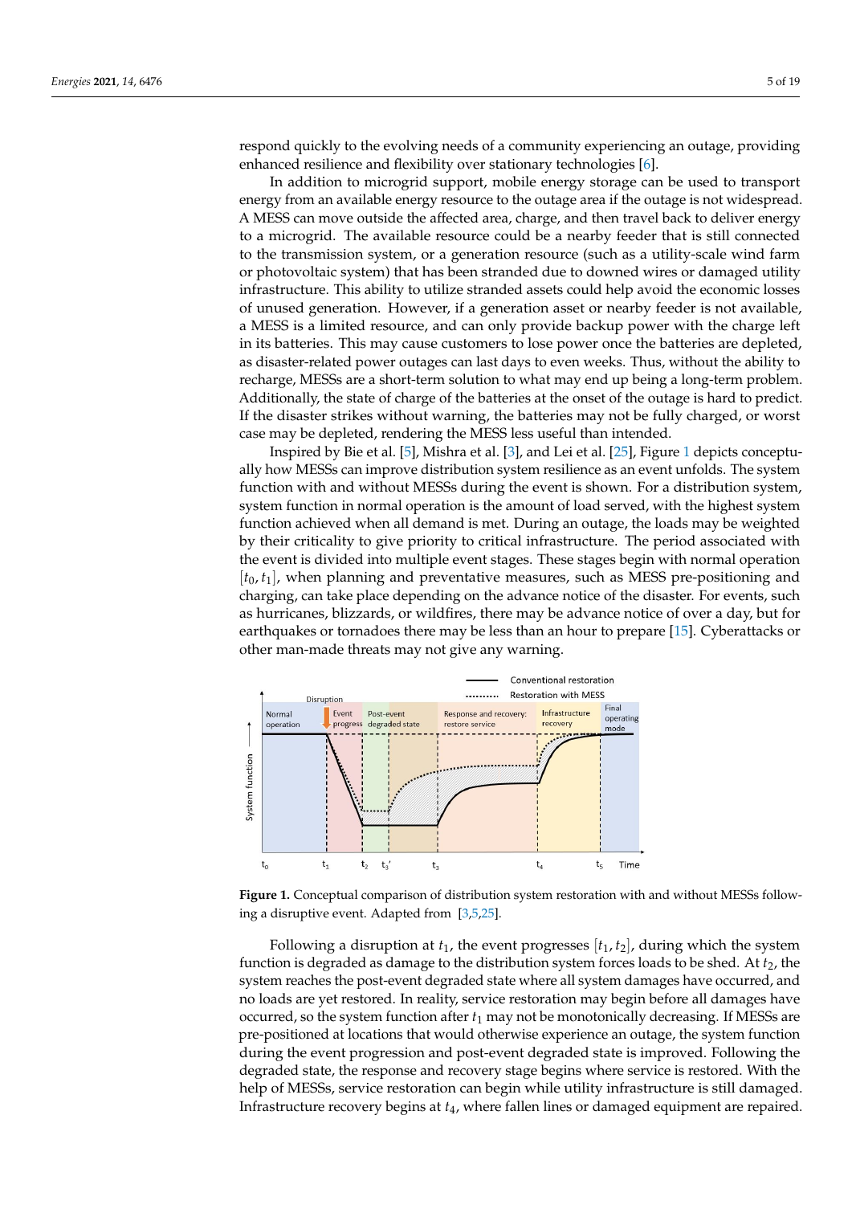respond quickly to the evolving needs of a community experiencing an outage, providing enhanced resilience and flexibility over stationary technologies [6].

In addition to microgrid support, mobile energy storage can be used to transport energy from an available energy resource to the outage area if the outage is not widespread. A MESS can move outside the affected area, charge, and then travel back to deliver energy to a microgrid. The available resource could be a nearby feeder that is still connected to the transmission system, or a generation resource (such as a utility-scale wind farm or photovoltaic system) that has been stranded due to downed wires or damaged utility infrastructure. This ability to utilize stranded assets could help avoid the economic losses of unused generation. However, if a generation asset or nearby feeder is not available, a MESS is a limited resource, and can only provide backup power with the charge left in its batteries. This may cause customers to lose power once the batteries are depleted, as disaster-related power outages can last days to even weeks. Thus, without the ability to recharge, MESSs are a short-term solution to what may end up being a long-term problem. Additionally, the state of charge of the batteries at the onset of the outage is hard to predict. If the disaster strikes without warning, the batteries may not be fully charged, or worst case may be depleted, rendering the MESS less useful than intended.

Inspired by Bie et al. [5], Mishra et al. [3], and Lei et al. [25], Figure 1 depicts conceptually how MESSs can improve distribution system resilience as an event unfolds. The system function with and without MESSs during the event is shown. For a distribution system, system function in normal operation is the amount of load served, with the highest system function achieved when all demand is met. During an outage, the loads may be weighted by their criticality to give priority to critical infrastructure. The period associated with the event is divided into multiple event stages. These stages begin with normal operation $[t_0, t_1]$, when planning and preventative measures, such as MESS pre-positioning and charging, can take place depending on the advance notice of the disaster. For events, such as hurricanes, blizzards, or wildfires, there may be advance notice of over a day, but for earthquakes or tornadoes there may be less than an hour to prepare [15]. Cyberattacks or other man-made threats may not give any warning.

**Figure 1.** Conceptual comparison of distribution system restoration with and without MESSs following a disruptive event. Adapted from [3,5,25].

Following a disruption at $t_1$, the event progresses $[t_1, t_2]$, during which the system function is degraded as damage to the distribution system forces loads to be shed. At $t_2$, the system reaches the post-event degraded state where all system damages have occurred, and no loads are yet restored. In reality, service restoration may begin before all damages have occurred, so the system function after $t_1$ may not be monotonically decreasing. If MESSs are pre-positioned at locations that would otherwise experience an outage, the system function during the event progression and post-event degraded state is improved. Following the degraded state, the response and recovery stage begins where service is restored. With the help of MESSs, service restoration can begin while utility infrastructure is still damaged. Infrastructure recovery begins at $t_4$, where fallen lines or damaged equipment are repaired.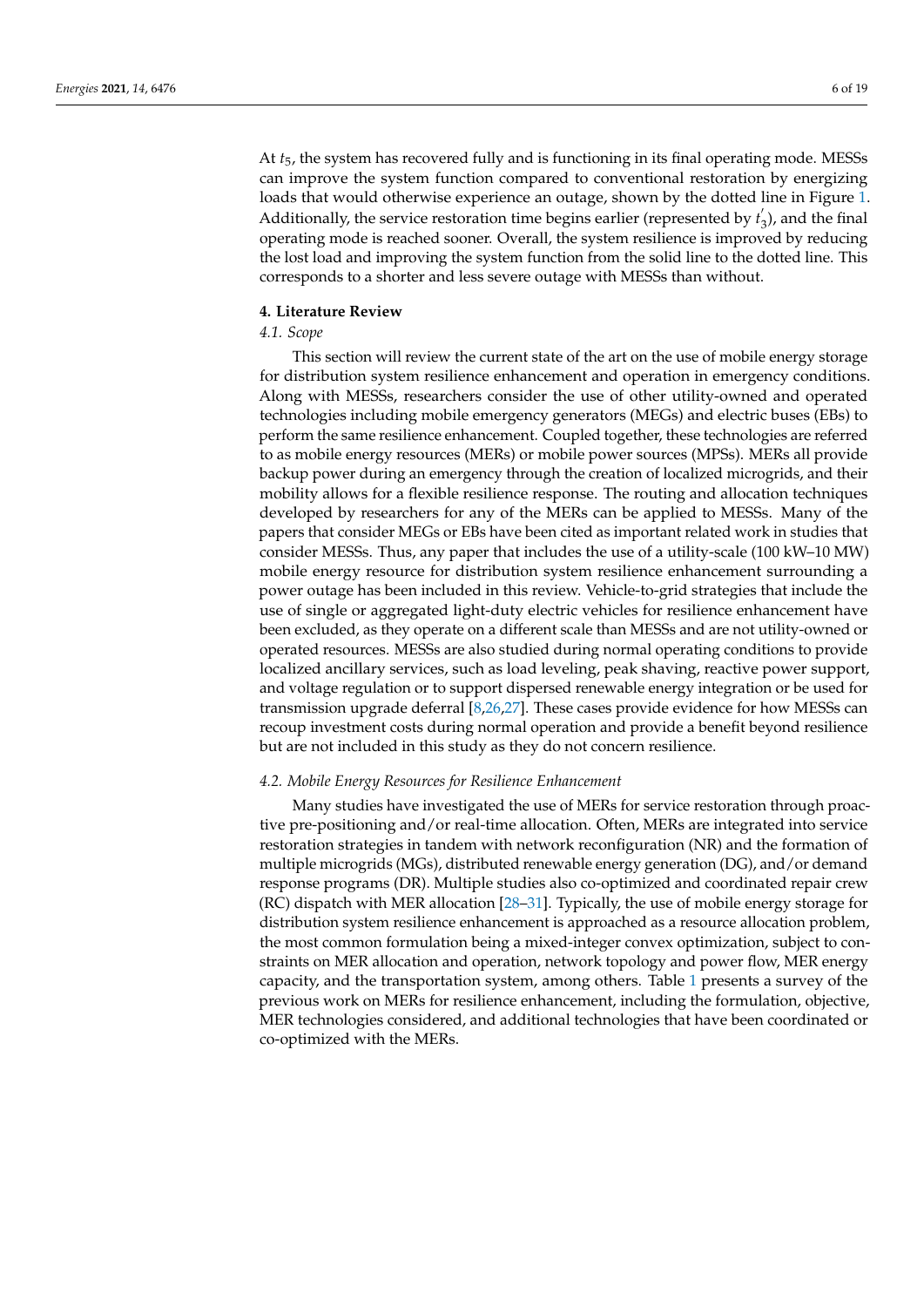At $t_5$, the system has recovered fully and is functioning in its final operating mode. MESSs can improve the system function compared to conventional restoration by energizing loads that would otherwise experience an outage, shown by the dotted line in Figure 1. Additionally, the service restoration time begins earlier (represented by $t_3^{'}$), and the final operating mode is reached sooner. Overall, the system resilience is improved by reducing the lost load and improving the system function from the solid line to the dotted line. This corresponds to a shorter and less severe outage with MESSs than without.

## 4. Literature Review

### *4.1. Scope*

This section will review the current state of the art on the use of mobile energy storage for distribution system resilience enhancement and operation in emergency conditions. Along with MESSs, researchers consider the use of other utility-owned and operated technologies including mobile emergency generators (MEGs) and electric buses (EBs) to perform the same resilience enhancement. Coupled together, these technologies are referred to as mobile energy resources (MERs) or mobile power sources (MPSs). MERs all provide backup power during an emergency through the creation of localized microgrids, and their mobility allows for a flexible resilience response. The routing and allocation techniques developed by researchers for any of the MERs can be applied to MESSs. Many of the papers that consider MEGs or EBs have been cited as important related work in studies that consider MESSs. Thus, any paper that includes the use of a utility-scale (100 kW–10 MW) mobile energy resource for distribution system resilience enhancement surrounding a power outage has been included in this review. Vehicle-to-grid strategies that include the use of single or aggregated light-duty electric vehicles for resilience enhancement have been excluded, as they operate on a different scale than MESSs and are not utility-owned or operated resources. MESSs are also studied during normal operating conditions to provide localized ancillary services, such as load leveling, peak shaving, reactive power support, and voltage regulation or to support dispersed renewable energy integration or be used for transmission upgrade deferral [8,26,27]. These cases provide evidence for how MESSs can recoup investment costs during normal operation and provide a benefit beyond resilience but are not included in this study as they do not concern resilience.

### *4.2. Mobile Energy Resources for Resilience Enhancement*

Many studies have investigated the use of MERs for service restoration through proactive pre-positioning and/or real-time allocation. Often, MERs are integrated into service restoration strategies in tandem with network reconfiguration (NR) and the formation of multiple microgrids (MGs), distributed renewable energy generation (DG), and/or demand response programs (DR). Multiple studies also co-optimized and coordinated repair crew (RC) dispatch with MER allocation [28–31]. Typically, the use of mobile energy storage for distribution system resilience enhancement is approached as a resource allocation problem, the most common formulation being a mixed-integer convex optimization, subject to constraints on MER allocation and operation, network topology and power flow, MER energy capacity, and the transportation system, among others. Table 1 presents a survey of the previous work on MERs for resilience enhancement, including the formulation, objective, MER technologies considered, and additional technologies that have been coordinated or co-optimized with the MERs.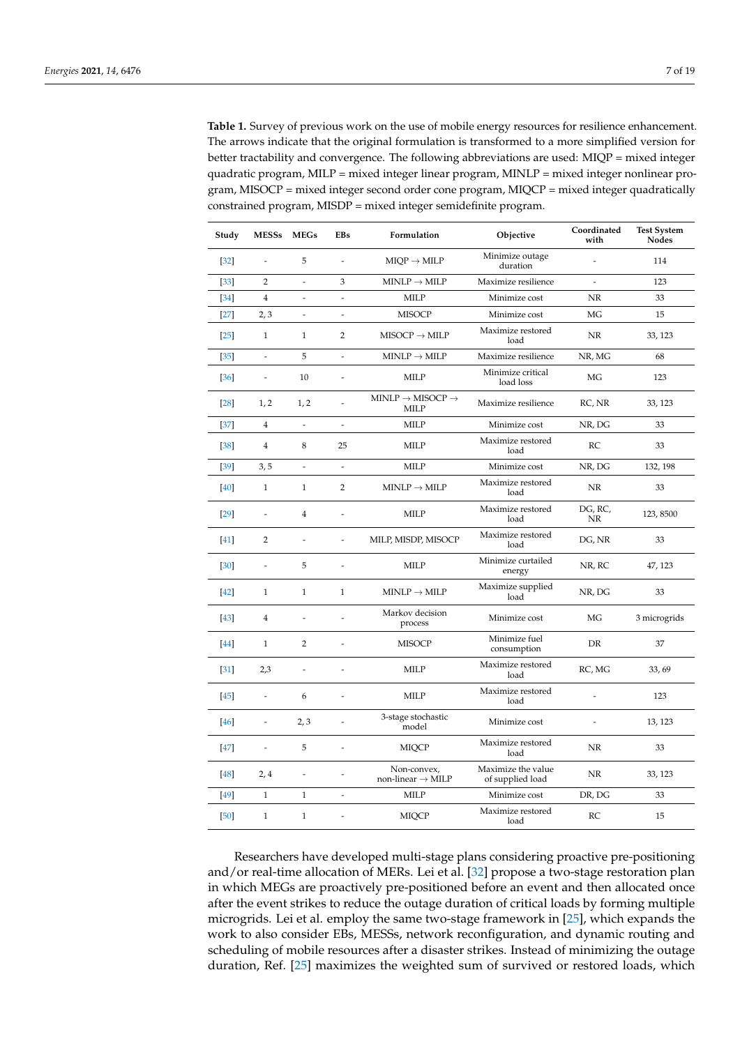**Table 1.** Survey of previous work on the use of mobile energy resources for resilience enhancement. The arrows indicate that the original formulation is transformed to a more simplified version for better tractability and convergence. The following abbreviations are used: MIQP = mixed integer quadratic program, MILP = mixed integer linear program, MINLP = mixed integer nonlinear program, MISOCP = mixed integer second order cone program, MIQCP = mixed integer quadratically constrained program, MISDP = mixed integer semidefinite program.

| Study | MESSs | MEGs | EBs | Formulation | Objective | Coordinated with | Test System Nodes |
|---|---|---|---|---|---|---|---|
| [32] | - | 5 | - | MIQP → MILP | Minimize outage duration | - | 114 |
| [33] | 2 | - | 3 | MINLP → MILP | Maximize resilience | - | 123 |
| [34] | 4 | - | - | MILP | Minimize cost | NR | 33 |
| [27] | 2, 3 | - | - | MISOCP | Minimize cost | MG | 15 |
| [25] | 1 | 1 | 2 | MISOCP → MILP | Maximize restored load | NR | 33, 123 |
| [35] | - | 5 | - | MINLP → MILP | Maximize resilience | NR, MG | 68 |
| [36] | - | 10 | - | MILP | Minimize critical load loss | MG | 123 |
| [28] | 1, 2 | 1, 2 | - | MINLP → MISOCP → MILP | Maximize resilience | RC, NR | 33, 123 |
| [37] | 4 | - | - | MILP | Minimize cost | NR, DG | 33 |
| [38] | 4 | 8 | 25 | MILP | Maximize restored load | RC | 33 |
| [39] | 3, 5 | - | - | MILP | Minimize cost | NR, DG | 132, 198 |
| [40] | 1 | 1 | 2 | MINLP → MILP | Maximize restored load | NR | 33 |
| [29] | - | 4 | - | MILP | Maximize restored load | DG, RC, NR | 123, 8500 |
| [41] | 2 | - | - | MILP, MISDP, MISOCP | Maximize restored load | DG, NR | 33 |
| [30] | - | 5 | - | MILP | Minimize curtailed energy | NR, RC | 47, 123 |
| [42] | 1 | 1 | 1 | MINLP → MILP | Maximize supplied load | NR, DG | 33 |
| [43] | 4 | - | - | Markov decision process | Minimize cost | MG | 3 microgrids |
| [44] | 1 | 2 | - | MISOCP | Minimize fuel consumption | DR | 37 |
| [31] | 2,3 | - | - | MILP | Maximize restored load | RC, MG | 33, 69 |
| [45] | - | 6 | - | MILP | Maximize restored load | - | 123 |
| [46] | - | 2, 3 | - | 3-stage stochastic model | Minimize cost | - | 13, 123 |
| [47] | - | 5 | - | MIQCP | Maximize restored load | NR | 33 |
| [48] | 2, 4 | - | - | Non-convex, non-linear → MILP | Maximize the value of supplied load | NR | 33, 123 |
| [49] | 1 | 1 | - | MILP | Minimize cost | DR, DG | 33 |
| [50] | 1 | 1 | - | MIQCP | Maximize restored load | RC | 15 |

Researchers have developed multi-stage plans considering proactive pre-positioning and/or real-time allocation of MERs. Lei et al. [32] propose a two-stage restoration plan in which MEGs are proactively pre-positioned before an event and then allocated once after the event strikes to reduce the outage duration of critical loads by forming multiple microgrids. Lei et al. employ the same two-stage framework in [25], which expands the work to also consider EBs, MESSs, network reconfiguration, and dynamic routing and scheduling of mobile resources after a disaster strikes. Instead of minimizing the outage duration, Ref. [25] maximizes the weighted sum of survived or restored loads, which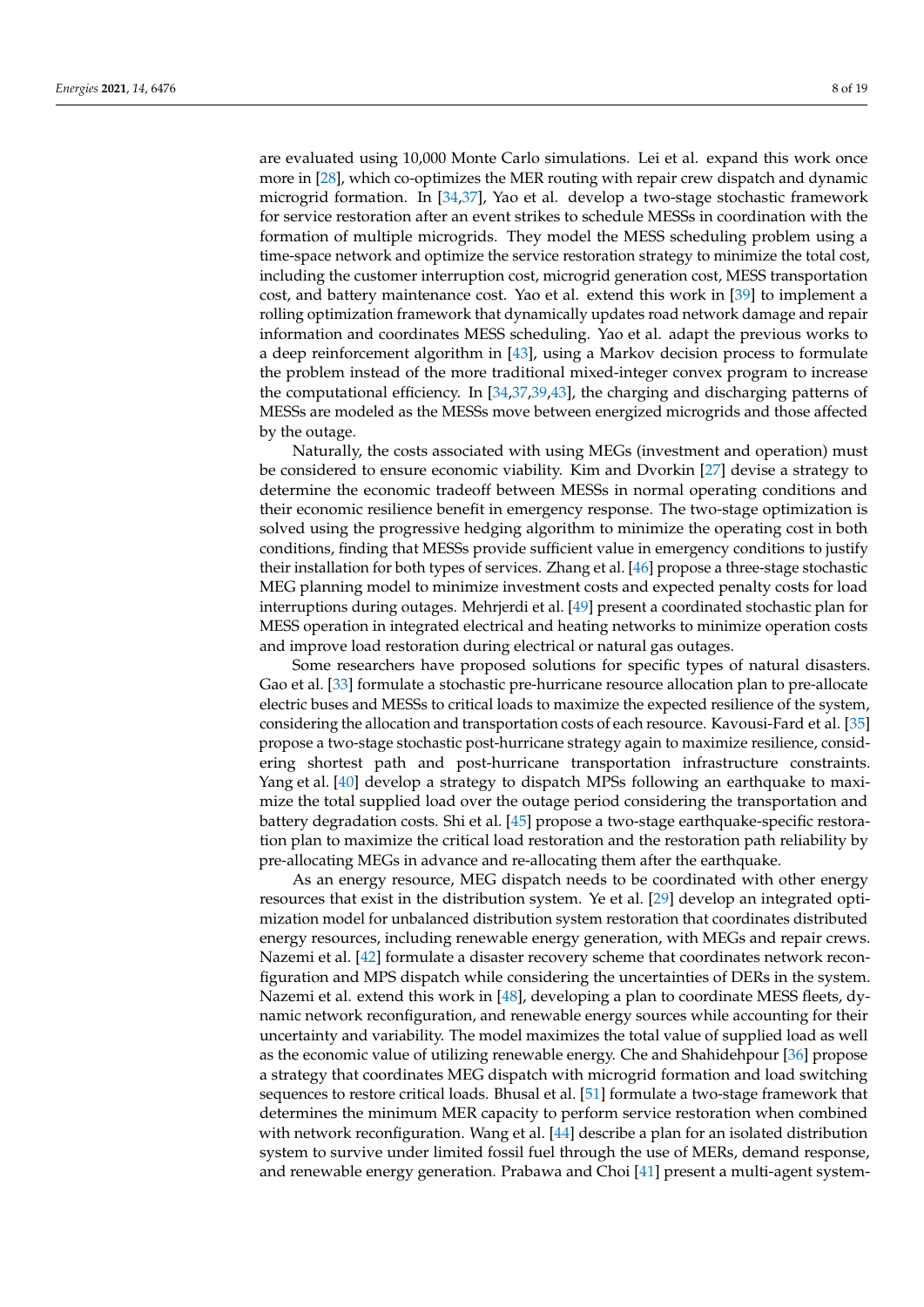are evaluated using 10,000 Monte Carlo simulations. Lei et al. expand this work once more in [28], which co-optimizes the MER routing with repair crew dispatch and dynamic microgrid formation. In [34,37], Yao et al. develop a two-stage stochastic framework for service restoration after an event strikes to schedule MESSs in coordination with the formation of multiple microgrids. They model the MESS scheduling problem using a time-space network and optimize the service restoration strategy to minimize the total cost, including the customer interruption cost, microgrid generation cost, MESS transportation cost, and battery maintenance cost. Yao et al. extend this work in [39] to implement a rolling optimization framework that dynamically updates road network damage and repair information and coordinates MESS scheduling. Yao et al. adapt the previous works to a deep reinforcement algorithm in [43], using a Markov decision process to formulate the problem instead of the more traditional mixed-integer convex program to increase the computational efficiency. In [34,37,39,43], the charging and discharging patterns of MESSs are modeled as the MESSs move between energized microgrids and those affected by the outage.

Naturally, the costs associated with using MEGs (investment and operation) must be considered to ensure economic viability. Kim and Dvorkin [27] devise a strategy to determine the economic tradeoff between MESSs in normal operating conditions and their economic resilience benefit in emergency response. The two-stage optimization is solved using the progressive hedging algorithm to minimize the operating cost in both conditions, finding that MESSs provide sufficient value in emergency conditions to justify their installation for both types of services. Zhang et al. [46] propose a three-stage stochastic MEG planning model to minimize investment costs and expected penalty costs for load interruptions during outages. Mehrjerdi et al. [49] present a coordinated stochastic plan for MESS operation in integrated electrical and heating networks to minimize operation costs and improve load restoration during electrical or natural gas outages.

Some researchers have proposed solutions for specific types of natural disasters. Gao et al. [33] formulate a stochastic pre-hurricane resource allocation plan to pre-allocate electric buses and MESSs to critical loads to maximize the expected resilience of the system, considering the allocation and transportation costs of each resource. Kavousi-Fard et al. [35] propose a two-stage stochastic post-hurricane strategy again to maximize resilience, considering shortest path and post-hurricane transportation infrastructure constraints. Yang et al. [40] develop a strategy to dispatch MPSs following an earthquake to maximize the total supplied load over the outage period considering the transportation and battery degradation costs. Shi et al. [45] propose a two-stage earthquake-specific restoration plan to maximize the critical load restoration and the restoration path reliability by pre-allocating MEGs in advance and re-allocating them after the earthquake.

As an energy resource, MEG dispatch needs to be coordinated with other energy resources that exist in the distribution system. Ye et al. [29] develop an integrated optimization model for unbalanced distribution system restoration that coordinates distributed energy resources, including renewable energy generation, with MEGs and repair crews. Nazemi et al. [42] formulate a disaster recovery scheme that coordinates network reconfiguration and MPS dispatch while considering the uncertainties of DERs in the system. Nazemi et al. extend this work in [48], developing a plan to coordinate MESS fleets, dynamic network reconfiguration, and renewable energy sources while accounting for their uncertainty and variability. The model maximizes the total value of supplied load as well as the economic value of utilizing renewable energy. Che and Shahidehpour [36] propose a strategy that coordinates MEG dispatch with microgrid formation and load switching sequences to restore critical loads. Bhusal et al. [51] formulate a two-stage framework that determines the minimum MER capacity to perform service restoration when combined with network reconfiguration. Wang et al. [44] describe a plan for an isolated distribution system to survive under limited fossil fuel through the use of MERs, demand response, and renewable energy generation. Prabawa and Choi [41] present a multi-agent system-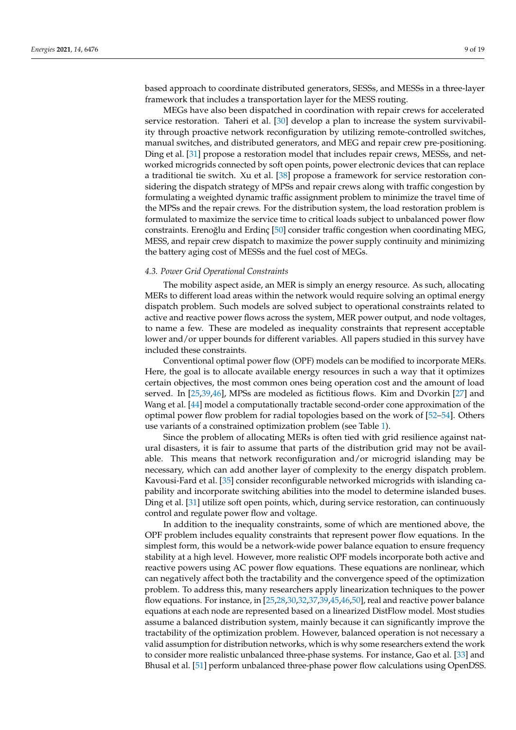based approach to coordinate distributed generators, SESSs, and MESSs in a three-layer framework that includes a transportation layer for the MESS routing.

MEGs have also been dispatched in coordination with repair crews for accelerated service restoration. Taheri et al. [30] develop a plan to increase the system survivability through proactive network reconfiguration by utilizing remote-controlled switches, manual switches, and distributed generators, and MEG and repair crew pre-positioning. Ding et al. [31] propose a restoration model that includes repair crews, MESSs, and networked microgrids connected by soft open points, power electronic devices that can replace a traditional tie switch. Xu et al. [38] propose a framework for service restoration considering the dispatch strategy of MPSs and repair crews along with traffic congestion by formulating a weighted dynamic traffic assignment problem to minimize the travel time of the MPSs and the repair crews. For the distribution system, the load restoration problem is formulated to maximize the service time to critical loads subject to unbalanced power flow constraints. Erenoğlu and Erdinç [50] consider traffic congestion when coordinating MEG, MESS, and repair crew dispatch to maximize the power supply continuity and minimizing the battery aging cost of MESSs and the fuel cost of MEGs.

### *4.3. Power Grid Operational Constraints*

The mobility aspect aside, an MER is simply an energy resource. As such, allocating MERs to different load areas within the network would require solving an optimal energy dispatch problem. Such models are solved subject to operational constraints related to active and reactive power flows across the system, MER power output, and node voltages, to name a few. These are modeled as inequality constraints that represent acceptable lower and/or upper bounds for different variables. All papers studied in this survey have included these constraints.

Conventional optimal power flow (OPF) models can be modified to incorporate MERs. Here, the goal is to allocate available energy resources in such a way that it optimizes certain objectives, the most common ones being operation cost and the amount of load served. In [25,39,46], MPSs are modeled as fictitious flows. Kim and Dvorkin [27] and Wang et al. [44] model a computationally tractable second-order cone approximation of the optimal power flow problem for radial topologies based on the work of [52–54]. Others use variants of a constrained optimization problem (see Table 1).

Since the problem of allocating MERs is often tied with grid resilience against natural disasters, it is fair to assume that parts of the distribution grid may not be available. This means that network reconfiguration and/or microgrid islanding may be necessary, which can add another layer of complexity to the energy dispatch problem. Kavousi-Fard et al. [35] consider reconfigurable networked microgrids with islanding capability and incorporate switching abilities into the model to determine islanded buses. Ding et al. [31] utilize soft open points, which, during service restoration, can continuously control and regulate power flow and voltage.

In addition to the inequality constraints, some of which are mentioned above, the OPF problem includes equality constraints that represent power flow equations. In the simplest form, this would be a network-wide power balance equation to ensure frequency stability at a high level. However, more realistic OPF models incorporate both active and reactive powers using AC power flow equations. These equations are nonlinear, which can negatively affect both the tractability and the convergence speed of the optimization problem. To address this, many researchers apply linearization techniques to the power flow equations. For instance, in [25,28,30,32,37,39,45,46,50], real and reactive power balance equations at each node are represented based on a linearized DistFlow model. Most studies assume a balanced distribution system, mainly because it can significantly improve the tractability of the optimization problem. However, balanced operation is not necessary a valid assumption for distribution networks, which is why some researchers extend the work to consider more realistic unbalanced three-phase systems. For instance, Gao et al. [33] and Bhusal et al. [51] perform unbalanced three-phase power flow calculations using OpenDSS.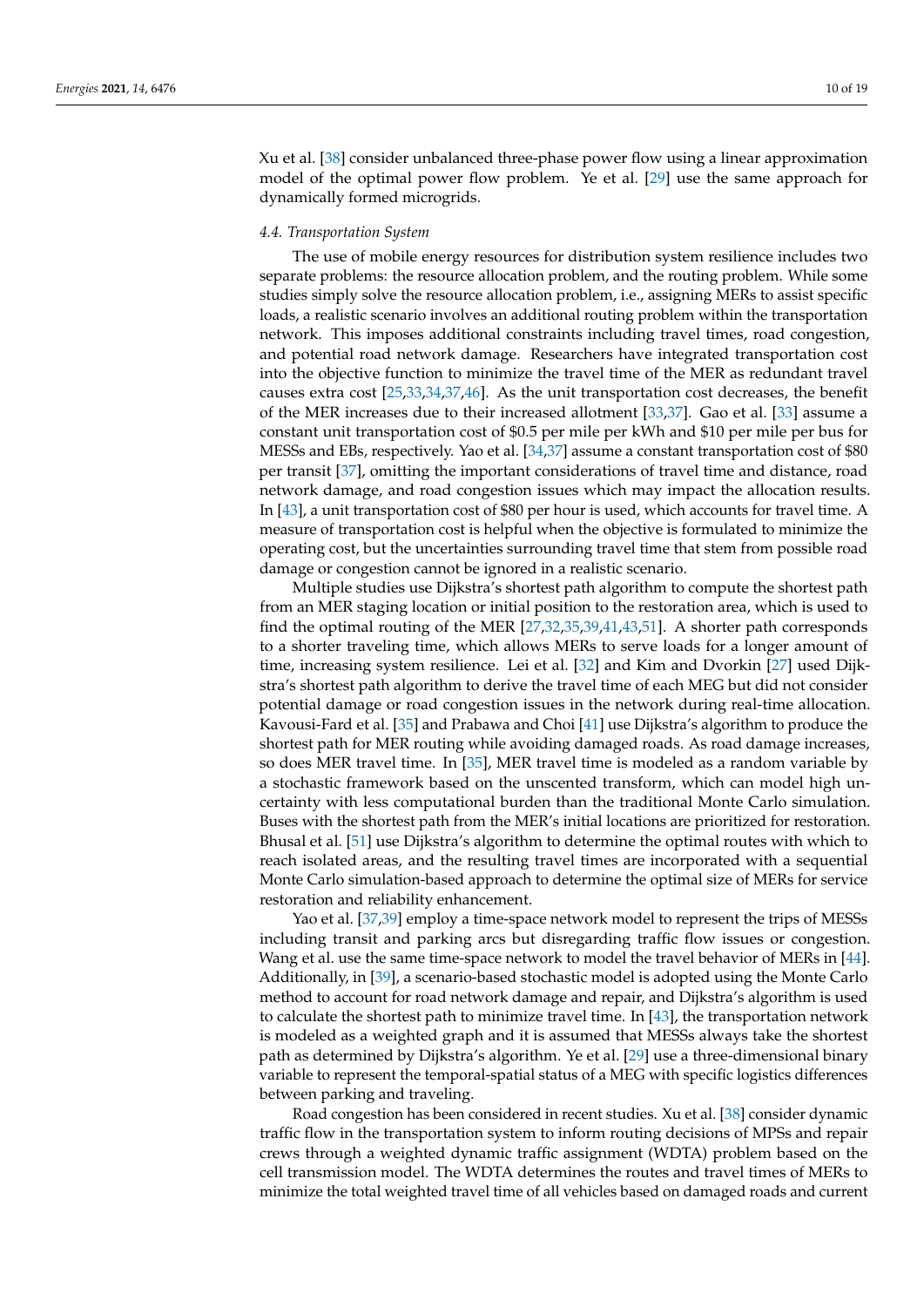Xu et al. [38] consider unbalanced three-phase power flow using a linear approximation model of the optimal power flow problem. Ye et al. [29] use the same approach for dynamically formed microgrids.

### *4.4. Transportation System*

The use of mobile energy resources for distribution system resilience includes two separate problems: the resource allocation problem, and the routing problem. While some studies simply solve the resource allocation problem, i.e., assigning MERs to assist specific loads, a realistic scenario involves an additional routing problem within the transportation network. This imposes additional constraints including travel times, road congestion, and potential road network damage. Researchers have integrated transportation cost into the objective function to minimize the travel time of the MER as redundant travel causes extra cost [25,33,34,37,46]. As the unit transportation cost decreases, the benefit of the MER increases due to their increased allotment [33,37]. Gao et al. [33] assume a constant unit transportation cost of $0.5 per mile per kWh and $10 per mile per bus for MESSs and EBs, respectively. Yao et al. [34,37] assume a constant transportation cost of $80 per transit [37], omitting the important considerations of travel time and distance, road network damage, and road congestion issues which may impact the allocation results. In [43], a unit transportation cost of $80 per hour is used, which accounts for travel time. A measure of transportation cost is helpful when the objective is formulated to minimize the operating cost, but the uncertainties surrounding travel time that stem from possible road damage or congestion cannot be ignored in a realistic scenario.

Multiple studies use Dijkstra's shortest path algorithm to compute the shortest path from an MER staging location or initial position to the restoration area, which is used to find the optimal routing of the MER [27,32,35,39,41,43,51]. A shorter path corresponds to a shorter traveling time, which allows MERs to serve loads for a longer amount of time, increasing system resilience. Lei et al. [32] and Kim and Dvorkin [27] used Dijkstra's shortest path algorithm to derive the travel time of each MEG but did not consider potential damage or road congestion issues in the network during real-time allocation. Kavousi-Fard et al. [35] and Prabawa and Choi [41] use Dijkstra's algorithm to produce the shortest path for MER routing while avoiding damaged roads. As road damage increases, so does MER travel time. In [35], MER travel time is modeled as a random variable by a stochastic framework based on the unscented transform, which can model high uncertainty with less computational burden than the traditional Monte Carlo simulation. Buses with the shortest path from the MER's initial locations are prioritized for restoration. Bhusal et al. [51] use Dijkstra's algorithm to determine the optimal routes with which to reach isolated areas, and the resulting travel times are incorporated with a sequential Monte Carlo simulation-based approach to determine the optimal size of MERs for service restoration and reliability enhancement.

Yao et al. [37,39] employ a time-space network model to represent the trips of MESSs including transit and parking arcs but disregarding traffic flow issues or congestion. Wang et al. use the same time-space network to model the travel behavior of MERs in [44]. Additionally, in [39], a scenario-based stochastic model is adopted using the Monte Carlo method to account for road network damage and repair, and Dijkstra's algorithm is used to calculate the shortest path to minimize travel time. In [43], the transportation network is modeled as a weighted graph and it is assumed that MESSs always take the shortest path as determined by Dijkstra's algorithm. Ye et al. [29] use a three-dimensional binary variable to represent the temporal-spatial status of a MEG with specific logistics differences between parking and traveling.

Road congestion has been considered in recent studies. Xu et al. [38] consider dynamic traffic flow in the transportation system to inform routing decisions of MPSs and repair crews through a weighted dynamic traffic assignment (WDTA) problem based on the cell transmission model. The WDTA determines the routes and travel times of MERs to minimize the total weighted travel time of all vehicles based on damaged roads and current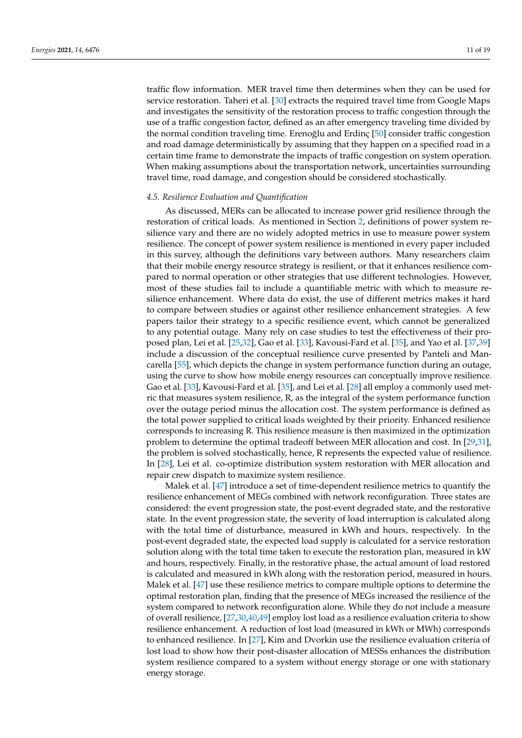traffic flow information. MER travel time then determines when they can be used for service restoration. Taheri et al. [30] extracts the required travel time from Google Maps and investigates the sensitivity of the restoration process to traffic congestion through the use of a traffic congestion factor, defined as an after emergency traveling time divided by the normal condition traveling time. Erenoğlu and Erdinç [50] consider traffic congestion and road damage deterministically by assuming that they happen on a specified road in a certain time frame to demonstrate the impacts of traffic congestion on system operation. When making assumptions about the transportation network, uncertainties surrounding travel time, road damage, and congestion should be considered stochastically.

### *4.5. Resilience Evaluation and Quantification*

As discussed, MERs can be allocated to increase power grid resilience through the restoration of critical loads. As mentioned in Section 2, definitions of power system resilience vary and there are no widely adopted metrics in use to measure power system resilience. The concept of power system resilience is mentioned in every paper included in this survey, although the definitions vary between authors. Many researchers claim that their mobile energy resource strategy is resilient, or that it enhances resilience compared to normal operation or other strategies that use different technologies. However, most of these studies fail to include a quantifiable metric with which to measure resilience enhancement. Where data do exist, the use of different metrics makes it hard to compare between studies or against other resilience enhancement strategies. A few papers tailor their strategy to a specific resilience event, which cannot be generalized to any potential outage. Many rely on case studies to test the effectiveness of their proposed plan, Lei et al. [25,32], Gao et al. [33], Kavousi-Fard et al. [35], and Yao et al. [37,39] include a discussion of the conceptual resilience curve presented by Panteli and Mancarella [55], which depicts the change in system performance function during an outage, using the curve to show how mobile energy resources can conceptually improve resilience. Gao et al. [33], Kavousi-Fard et al. [35], and Lei et al. [28] all employ a commonly used metric that measures system resilience, R, as the integral of the system performance function over the outage period minus the allocation cost. The system performance is defined as the total power supplied to critical loads weighted by their priority. Enhanced resilience corresponds to increasing R. This resilience measure is then maximized in the optimization problem to determine the optimal tradeoff between MER allocation and cost. In [29,31], the problem is solved stochastically, hence, R represents the expected value of resilience. In [28], Lei et al. co-optimize distribution system restoration with MER allocation and repair crew dispatch to maximize system resilience.

Malek et al. [47] introduce a set of time-dependent resilience metrics to quantify the resilience enhancement of MEGs combined with network reconfiguration. Three states are considered: the event progression state, the post-event degraded state, and the restorative state. In the event progression state, the severity of load interruption is calculated along with the total time of disturbance, measured in kWh and hours, respectively. In the post-event degraded state, the expected load supply is calculated for a service restoration solution along with the total time taken to execute the restoration plan, measured in kW and hours, respectively. Finally, in the restorative phase, the actual amount of load restored is calculated and measured in kWh along with the restoration period, measured in hours. Malek et al. [47] use these resilience metrics to compare multiple options to determine the optimal restoration plan, finding that the presence of MEGs increased the resilience of the system compared to network reconfiguration alone. While they do not include a measure of overall resilience, [27,30,40,49] employ lost load as a resilience evaluation criteria to show resilience enhancement. A reduction of lost load (measured in kWh or MWh) corresponds to enhanced resilience. In [27], Kim and Dvorkin use the resilience evaluation criteria of lost load to show how their post-disaster allocation of MESSs enhances the distribution system resilience compared to a system without energy storage or one with stationary energy storage.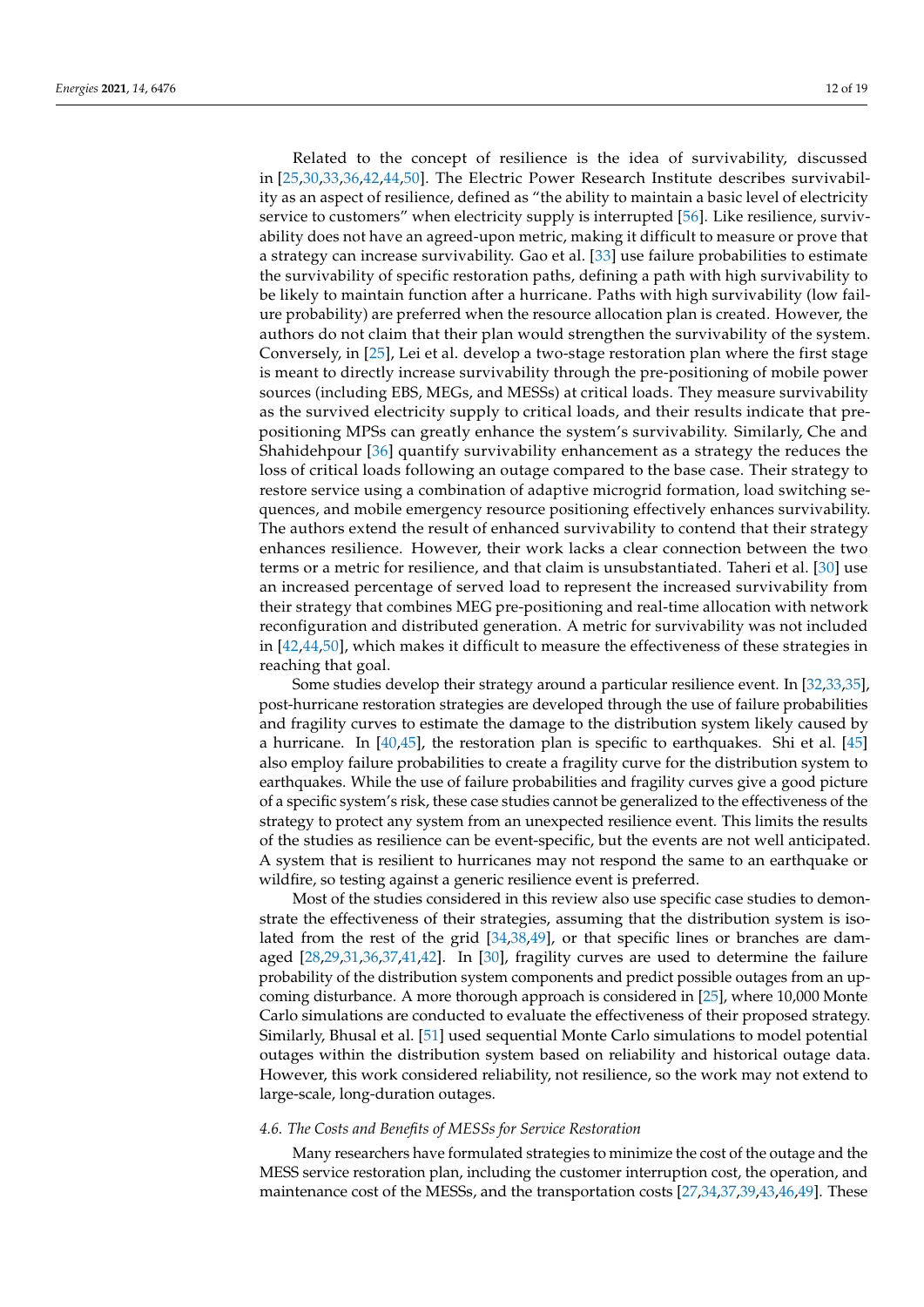Related to the concept of resilience is the idea of survivability, discussed in [25,30,33,36,42,44,50]. The Electric Power Research Institute describes survivability as an aspect of resilience, defined as "the ability to maintain a basic level of electricity service to customers" when electricity supply is interrupted [56]. Like resilience, survivability does not have an agreed-upon metric, making it difficult to measure or prove that a strategy can increase survivability. Gao et al. [33] use failure probabilities to estimate the survivability of specific restoration paths, defining a path with high survivability to be likely to maintain function after a hurricane. Paths with high survivability (low failure probability) are preferred when the resource allocation plan is created. However, the authors do not claim that their plan would strengthen the survivability of the system. Conversely, in [25], Lei et al. develop a two-stage restoration plan where the first stage is meant to directly increase survivability through the pre-positioning of mobile power sources (including EBS, MEGs, and MESSs) at critical loads. They measure survivability as the survived electricity supply to critical loads, and their results indicate that pre-positioning MPSs can greatly enhance the system's survivability. Similarly, Che and Shahidehpour [36] quantify survivability enhancement as a strategy the reduces the loss of critical loads following an outage compared to the base case. Their strategy to restore service using a combination of adaptive microgrid formation, load switching sequences, and mobile emergency resource positioning effectively enhances survivability. The authors extend the result of enhanced survivability to contend that their strategy enhances resilience. However, their work lacks a clear connection between the two terms or a metric for resilience, and that claim is unsubstantiated. Taheri et al. [30] use an increased percentage of served load to represent the increased survivability from their strategy that combines MEG pre-positioning and real-time allocation with network reconfiguration and distributed generation. A metric for survivability was not included in [42,44,50], which makes it difficult to measure the effectiveness of these strategies in reaching that goal.

Some studies develop their strategy around a particular resilience event. In [32,33,35], post-hurricane restoration strategies are developed through the use of failure probabilities and fragility curves to estimate the damage to the distribution system likely caused by a hurricane. In [40,45], the restoration plan is specific to earthquakes. Shi et al. [45] also employ failure probabilities to create a fragility curve for the distribution system to earthquakes. While the use of failure probabilities and fragility curves give a good picture of a specific system's risk, these case studies cannot be generalized to the effectiveness of the strategy to protect any system from an unexpected resilience event. This limits the results of the studies as resilience can be event-specific, but the events are not well anticipated. A system that is resilient to hurricanes may not respond the same to an earthquake or wildfire, so testing against a generic resilience event is preferred.

Most of the studies considered in this review also use specific case studies to demonstrate the effectiveness of their strategies, assuming that the distribution system is isolated from the rest of the grid [34,38,49], or that specific lines or branches are damaged [28,29,31,36,37,41,42]. In [30], fragility curves are used to determine the failure probability of the distribution system components and predict possible outages from an upcoming disturbance. A more thorough approach is considered in [25], where 10,000 Monte Carlo simulations are conducted to evaluate the effectiveness of their proposed strategy. Similarly, Bhusal et al. [51] used sequential Monte Carlo simulations to model potential outages within the distribution system based on reliability and historical outage data. However, this work considered reliability, not resilience, so the work may not extend to large-scale, long-duration outages.

### *4.6. The Costs and Benefits of MESSs for Service Restoration*

Many researchers have formulated strategies to minimize the cost of the outage and the MESS service restoration plan, including the customer interruption cost, the operation, and maintenance cost of the MESSs, and the transportation costs [27,34,37,39,43,46,49]. These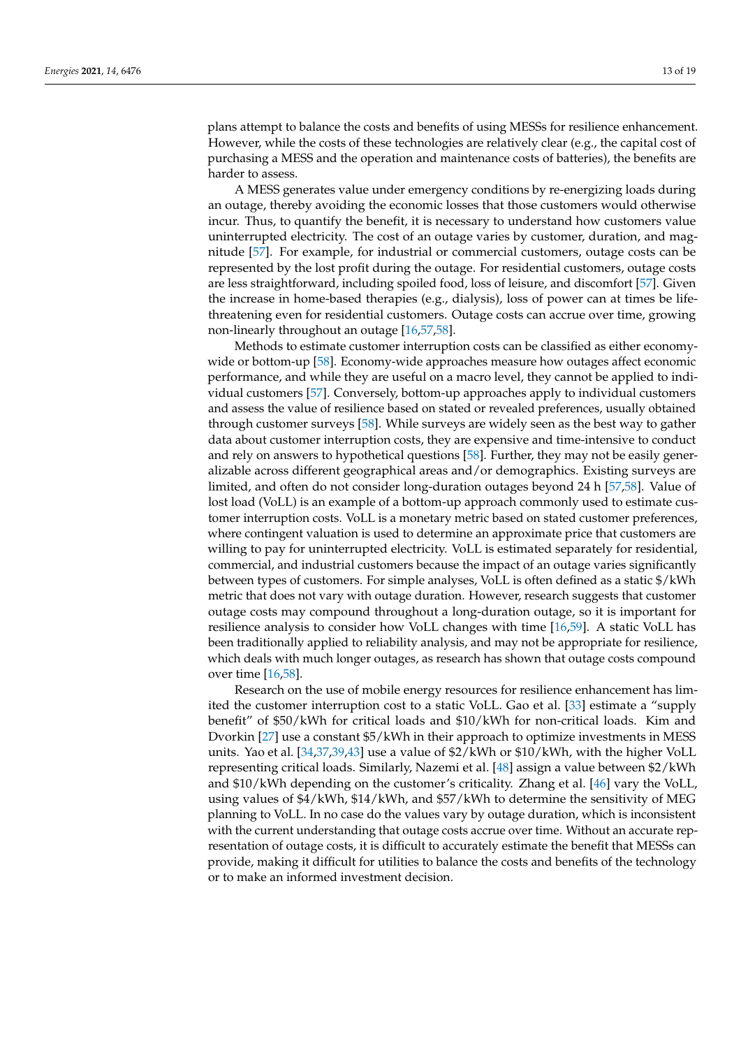plans attempt to balance the costs and benefits of using MESSs for resilience enhancement. However, while the costs of these technologies are relatively clear (e.g., the capital cost of purchasing a MESS and the operation and maintenance costs of batteries), the benefits are harder to assess.

A MESS generates value under emergency conditions by re-energizing loads during an outage, thereby avoiding the economic losses that those customers would otherwise incur. Thus, to quantify the benefit, it is necessary to understand how customers value uninterrupted electricity. The cost of an outage varies by customer, duration, and magnitude [57]. For example, for industrial or commercial customers, outage costs can be represented by the lost profit during the outage. For residential customers, outage costs are less straightforward, including spoiled food, loss of leisure, and discomfort [57]. Given the increase in home-based therapies (e.g., dialysis), loss of power can at times be life-threatening even for residential customers. Outage costs can accrue over time, growing non-linearly throughout an outage [16,57,58].

Methods to estimate customer interruption costs can be classified as either economy-wide or bottom-up [58]. Economy-wide approaches measure how outages affect economic performance, and while they are useful on a macro level, they cannot be applied to individual customers [57]. Conversely, bottom-up approaches apply to individual customers and assess the value of resilience based on stated or revealed preferences, usually obtained through customer surveys [58]. While surveys are widely seen as the best way to gather data about customer interruption costs, they are expensive and time-intensive to conduct and rely on answers to hypothetical questions [58]. Further, they may not be easily generalizable across different geographical areas and/or demographics. Existing surveys are limited, and often do not consider long-duration outages beyond 24 h [57,58]. Value of lost load (VoLL) is an example of a bottom-up approach commonly used to estimate customer interruption costs. VoLL is a monetary metric based on stated customer preferences, where contingent valuation is used to determine an approximate price that customers are willing to pay for uninterrupted electricity. VoLL is estimated separately for residential, commercial, and industrial customers because the impact of an outage varies significantly between types of customers. For simple analyses, VoLL is often defined as a static $/kWh metric that does not vary with outage duration. However, research suggests that customer outage costs may compound throughout a long-duration outage, so it is important for resilience analysis to consider how VoLL changes with time [16,59]. A static VoLL has been traditionally applied to reliability analysis, and may not be appropriate for resilience, which deals with much longer outages, as research has shown that outage costs compound over time [16,58].

Research on the use of mobile energy resources for resilience enhancement has limited the customer interruption cost to a static VoLL. Gao et al. [33] estimate a "supply benefit" of $50/kWh for critical loads and $10/kWh for non-critical loads. Kim and Dvorkin [27] use a constant $5/kWh in their approach to optimize investments in MESS units. Yao et al. [34,37,39,43] use a value of $2/kWh or $10/kWh, with the higher VoLL representing critical loads. Similarly, Nazemi et al. [48] assign a value between $2/kWh and $10/kWh depending on the customer's criticality. Zhang et al. [46] vary the VoLL, using values of $4/kWh, $14/kWh, and $57/kWh to determine the sensitivity of MEG planning to VoLL. In no case do the values vary by outage duration, which is inconsistent with the current understanding that outage costs accrue over time. Without an accurate representation of outage costs, it is difficult to accurately estimate the benefit that MESSs can provide, making it difficult for utilities to balance the costs and benefits of the technology or to make an informed investment decision.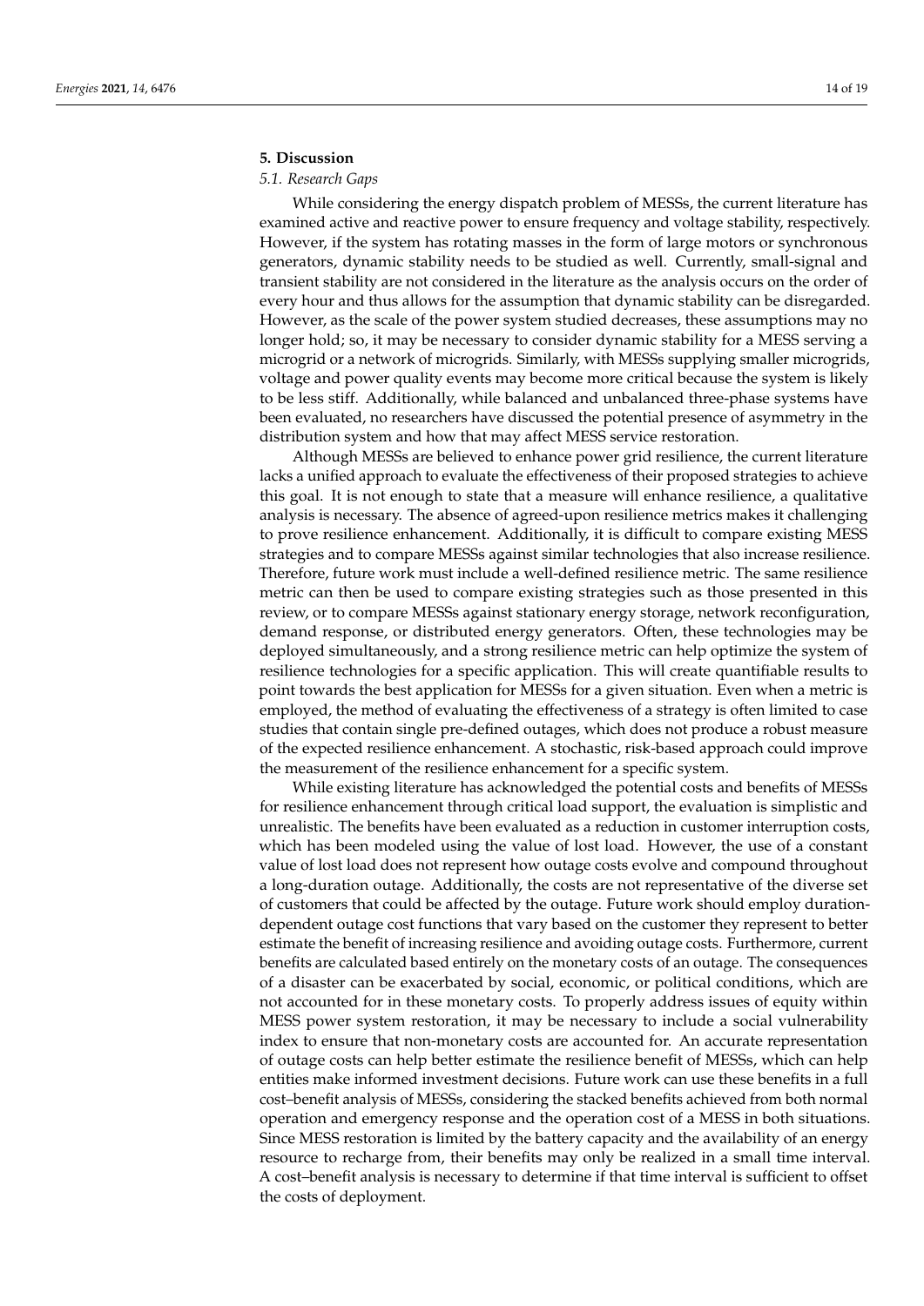## 5. Discussion

### *5.1. Research Gaps*

While considering the energy dispatch problem of MESSs, the current literature has examined active and reactive power to ensure frequency and voltage stability, respectively. However, if the system has rotating masses in the form of large motors or synchronous generators, dynamic stability needs to be studied as well. Currently, small-signal and transient stability are not considered in the literature as the analysis occurs on the order of every hour and thus allows for the assumption that dynamic stability can be disregarded. However, as the scale of the power system studied decreases, these assumptions may no longer hold; so, it may be necessary to consider dynamic stability for a MESS serving a microgrid or a network of microgrids. Similarly, with MESSs supplying smaller microgrids, voltage and power quality events may become more critical because the system is likely to be less stiff. Additionally, while balanced and unbalanced three-phase systems have been evaluated, no researchers have discussed the potential presence of asymmetry in the distribution system and how that may affect MESS service restoration.

Although MESSs are believed to enhance power grid resilience, the current literature lacks a unified approach to evaluate the effectiveness of their proposed strategies to achieve this goal. It is not enough to state that a measure will enhance resilience, a qualitative analysis is necessary. The absence of agreed-upon resilience metrics makes it challenging to prove resilience enhancement. Additionally, it is difficult to compare existing MESS strategies and to compare MESSs against similar technologies that also increase resilience. Therefore, future work must include a well-defined resilience metric. The same resilience metric can then be used to compare existing strategies such as those presented in this review, or to compare MESSs against stationary energy storage, network reconfiguration, demand response, or distributed energy generators. Often, these technologies may be deployed simultaneously, and a strong resilience metric can help optimize the system of resilience technologies for a specific application. This will create quantifiable results to point towards the best application for MESSs for a given situation. Even when a metric is employed, the method of evaluating the effectiveness of a strategy is often limited to case studies that contain single pre-defined outages, which does not produce a robust measure of the expected resilience enhancement. A stochastic, risk-based approach could improve the measurement of the resilience enhancement for a specific system.

While existing literature has acknowledged the potential costs and benefits of MESSs for resilience enhancement through critical load support, the evaluation is simplistic and unrealistic. The benefits have been evaluated as a reduction in customer interruption costs, which has been modeled using the value of lost load. However, the use of a constant value of lost load does not represent how outage costs evolve and compound throughout a long-duration outage. Additionally, the costs are not representative of the diverse set of customers that could be affected by the outage. Future work should employ duration-dependent outage cost functions that vary based on the customer they represent to better estimate the benefit of increasing resilience and avoiding outage costs. Furthermore, current benefits are calculated based entirely on the monetary costs of an outage. The consequences of a disaster can be exacerbated by social, economic, or political conditions, which are not accounted for in these monetary costs. To properly address issues of equity within MESS power system restoration, it may be necessary to include a social vulnerability index to ensure that non-monetary costs are accounted for. An accurate representation of outage costs can help better estimate the resilience benefit of MESSs, which can help entities make informed investment decisions. Future work can use these benefits in a full cost–benefit analysis of MESSs, considering the stacked benefits achieved from both normal operation and emergency response and the operation cost of a MESS in both situations. Since MESS restoration is limited by the battery capacity and the availability of an energy resource to recharge from, their benefits may only be realized in a small time interval. A cost–benefit analysis is necessary to determine if that time interval is sufficient to offset the costs of deployment.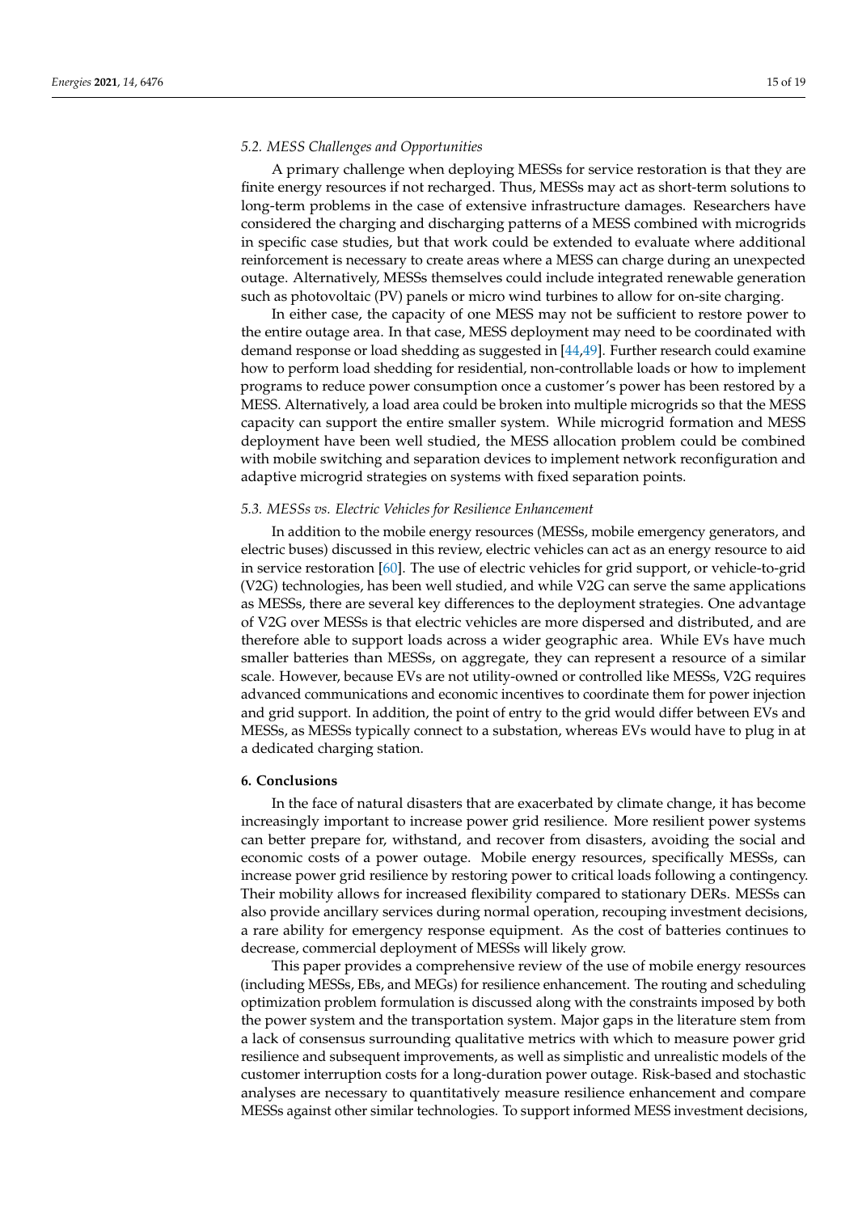### 5.2. MESS Challenges and Opportunities

A primary challenge when deploying MESSs for service restoration is that they are finite energy resources if not recharged. Thus, MESSs may act as short-term solutions to long-term problems in the case of extensive infrastructure damages. Researchers have considered the charging and discharging patterns of a MESS combined with microgrids in specific case studies, but that work could be extended to evaluate where additional reinforcement is necessary to create areas where a MESS can charge during an unexpected outage. Alternatively, MESSs themselves could include integrated renewable generation such as photovoltaic (PV) panels or micro wind turbines to allow for on-site charging.

In either case, the capacity of one MESS may not be sufficient to restore power to the entire outage area. In that case, MESS deployment may need to be coordinated with demand response or load shedding as suggested in [44,49]. Further research could examine how to perform load shedding for residential, non-controllable loads or how to implement programs to reduce power consumption once a customer's power has been restored by a MESS. Alternatively, a load area could be broken into multiple microgrids so that the MESS capacity can support the entire smaller system. While microgrid formation and MESS deployment have been well studied, the MESS allocation problem could be combined with mobile switching and separation devices to implement network reconfiguration and adaptive microgrid strategies on systems with fixed separation points.

### 5.3. MESSs vs. Electric Vehicles for Resilience Enhancement

In addition to the mobile energy resources (MESSs, mobile emergency generators, and electric buses) discussed in this review, electric vehicles can act as an energy resource to aid in service restoration [60]. The use of electric vehicles for grid support, or vehicle-to-grid (V2G) technologies, has been well studied, and while V2G can serve the same applications as MESSs, there are several key differences to the deployment strategies. One advantage of V2G over MESSs is that electric vehicles are more dispersed and distributed, and are therefore able to support loads across a wider geographic area. While EVs have much smaller batteries than MESSs, on aggregate, they can represent a resource of a similar scale. However, because EVs are not utility-owned or controlled like MESSs, V2G requires advanced communications and economic incentives to coordinate them for power injection and grid support. In addition, the point of entry to the grid would differ between EVs and MESSs, as MESSs typically connect to a substation, whereas EVs would have to plug in at a dedicated charging station.

## 6. Conclusions

In the face of natural disasters that are exacerbated by climate change, it has become increasingly important to increase power grid resilience. More resilient power systems can better prepare for, withstand, and recover from disasters, avoiding the social and economic costs of a power outage. Mobile energy resources, specifically MESSs, can increase power grid resilience by restoring power to critical loads following a contingency. Their mobility allows for increased flexibility compared to stationary DERs. MESSs can also provide ancillary services during normal operation, recouping investment decisions, a rare ability for emergency response equipment. As the cost of batteries continues to decrease, commercial deployment of MESSs will likely grow.

This paper provides a comprehensive review of the use of mobile energy resources (including MESSs, EBs, and MEGs) for resilience enhancement. The routing and scheduling optimization problem formulation is discussed along with the constraints imposed by both the power system and the transportation system. Major gaps in the literature stem from a lack of consensus surrounding qualitative metrics with which to measure power grid resilience and subsequent improvements, as well as simplistic and unrealistic models of the customer interruption costs for a long-duration power outage. Risk-based and stochastic analyses are necessary to quantitatively measure resilience enhancement and compare MESSs against other similar technologies. To support informed MESS investment decisions,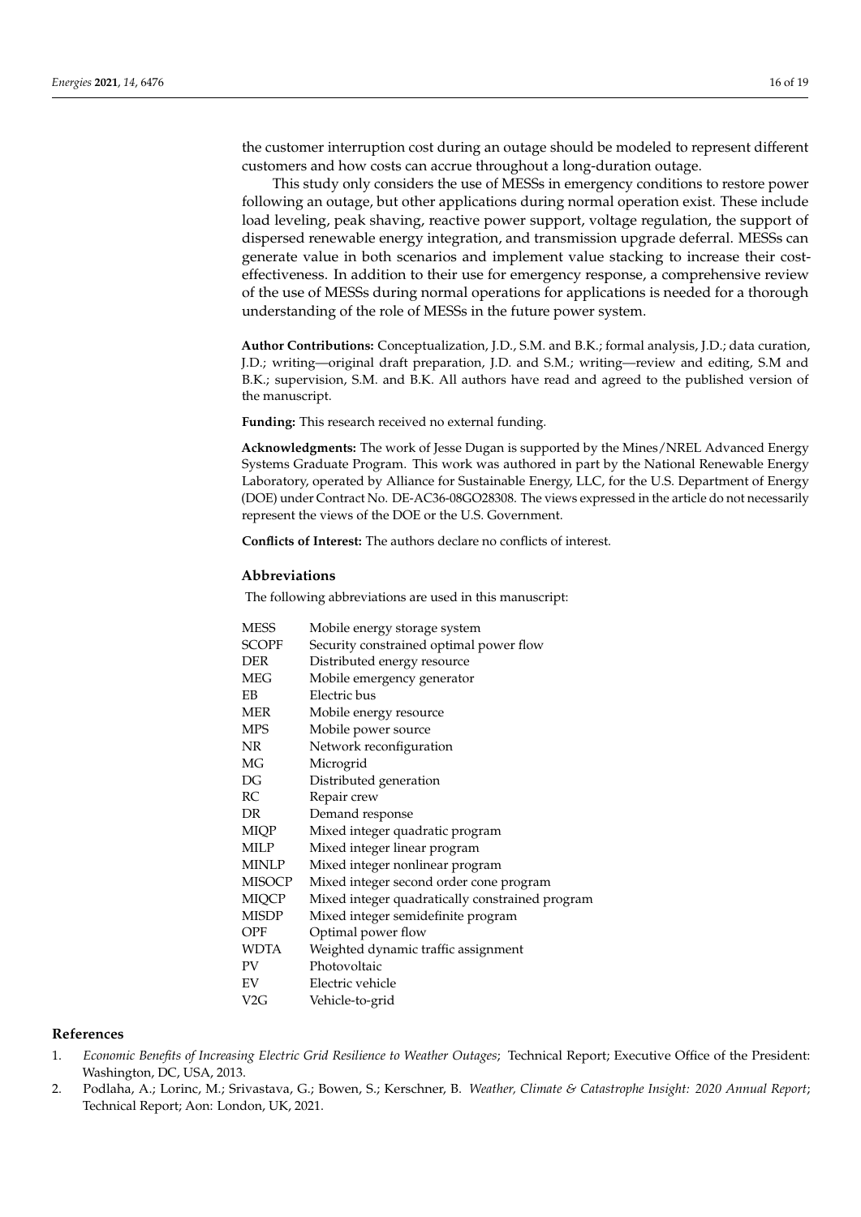the customer interruption cost during an outage should be modeled to represent different customers and how costs can accrue throughout a long-duration outage.

This study only considers the use of MESSs in emergency conditions to restore power following an outage, but other applications during normal operation exist. These include load leveling, peak shaving, reactive power support, voltage regulation, the support of dispersed renewable energy integration, and transmission upgrade deferral. MESSs can generate value in both scenarios and implement value stacking to increase their cost-effectiveness. In addition to their use for emergency response, a comprehensive review of the use of MESSs during normal operations for applications is needed for a thorough understanding of the role of MESSs in the future power system.

**Author Contributions:** Conceptualization, J.D., S.M. and B.K.; formal analysis, J.D.; data curation, J.D.; writing—original draft preparation, J.D. and S.M.; writing—review and editing, S.M and B.K.; supervision, S.M. and B.K. All authors have read and agreed to the published version of the manuscript.

**Funding:** This research received no external funding.

**Acknowledgments:** The work of Jesse Dugan is supported by the Mines/NREL Advanced Energy Systems Graduate Program. This work was authored in part by the National Renewable Energy Laboratory, operated by Alliance for Sustainable Energy, LLC, for the U.S. Department of Energy (DOE) under Contract No. DE-AC36-08GO28308. The views expressed in the article do not necessarily represent the views of the DOE or the U.S. Government.

**Conflicts of Interest:** The authors declare no conflicts of interest.

## Abbreviations

The following abbreviations are used in this manuscript:

| | |
|---|---|
| MESS | Mobile energy storage system |
| SCOPF | Security constrained optimal power flow |
| DER | Distributed energy resource |
| MEG | Mobile emergency generator |
| EB | Electric bus |
| MER | Mobile energy resource |
| MPS | Mobile power source |
| NR | Network reconfiguration |
| MG | Microgrid |
| DG | Distributed generation |
| RC | Repair crew |
| DR | Demand response |
| MIQP | Mixed integer quadratic program |
| MILP | Mixed integer linear program |
| MINLP | Mixed integer nonlinear program |
| MISOCP | Mixed integer second order cone program |
| MIQCP | Mixed integer quadratically constrained program |
| MISDP | Mixed integer semidefinite program |
| OPF | Optimal power flow |
| WDTA | Weighted dynamic traffic assignment |
| PV | Photovoltaic |
| EV | Electric vehicle |
| V2G | Vehicle-to-grid |

## References

1. *Economic Benefits of Increasing Electric Grid Resilience to Weather Outages*; Technical Report; Executive Office of the President: Washington, DC, USA, 2013.
2. Podlaha, A.; Lorinc, M.; Srivastava, G.; Bowen, S.; Kerschner, B. *Weather, Climate & Catastrophe Insight: 2020 Annual Report*; Technical Report; Aon: London, UK, 2021.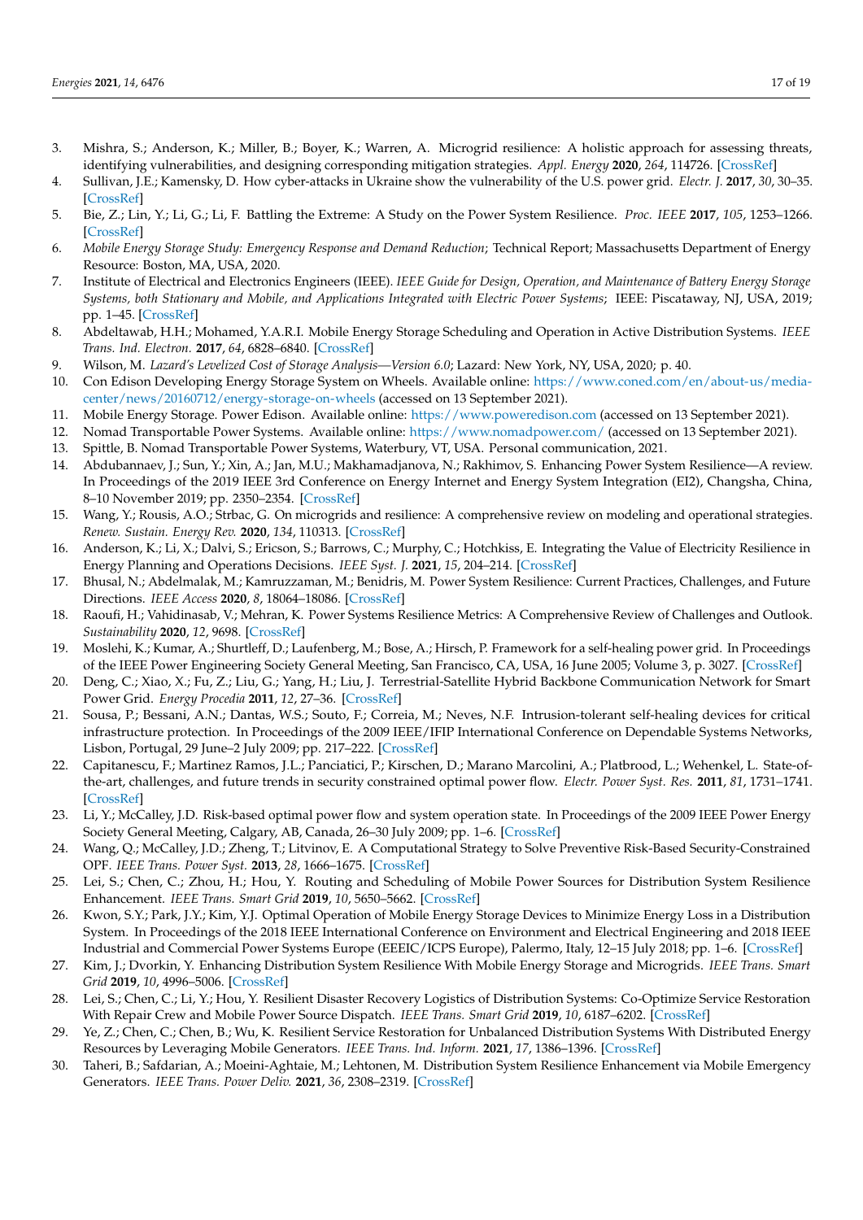3. Mishra, S.; Anderson, K.; Miller, B.; Boyer, K.; Warren, A. Microgrid resilience: A holistic approach for assessing threats, identifying vulnerabilities, and designing corresponding mitigation strategies. *Appl. Energy* **2020**, *264*, 114726. [CrossRef]
4. Sullivan, J.E.; Kamensky, D. How cyber-attacks in Ukraine show the vulnerability of the U.S. power grid. *Electr. J.* **2017**, *30*, 30–35. [CrossRef]
5. Bie, Z.; Lin, Y.; Li, G.; Li, F. Battling the Extreme: A Study on the Power System Resilience. *Proc. IEEE* **2017**, *105*, 1253–1266. [CrossRef]
6. *Mobile Energy Storage Study: Emergency Response and Demand Reduction*; Technical Report; Massachusetts Department of Energy Resource: Boston, MA, USA, 2020.
7. Institute of Electrical and Electronics Engineers (IEEE). *IEEE Guide for Design, Operation, and Maintenance of Battery Energy Storage Systems, both Stationary and Mobile, and Applications Integrated with Electric Power Systems*; IEEE: Piscataway, NJ, USA, 2019; pp. 1–45. [CrossRef]
8. Abdeltawab, H.H.; Mohamed, Y.A.R.I. Mobile Energy Storage Scheduling and Operation in Active Distribution Systems. *IEEE Trans. Ind. Electron.* **2017**, *64*, 6828–6840. [CrossRef]
9. Wilson, M. *Lazard's Levelized Cost of Storage Analysis—Version 6.0*; Lazard: New York, NY, USA, 2020; p. 40.
10. Con Edison Developing Energy Storage System on Wheels. Available online: https://www.coned.com/en/about-us/media-center/news/20160712/energy-storage-on-wheels (accessed on 13 September 2021).
11. Mobile Energy Storage. Power Edison. Available online: https://www.poweredison.com (accessed on 13 September 2021).
12. Nomad Transportable Power Systems. Available online: https://www.nomadpower.com/ (accessed on 13 September 2021).
13. Spittle, B. Nomad Transportable Power Systems, Waterbury, VT, USA. Personal communication, 2021.
14. Abdubannaev, J.; Sun, Y.; Xin, A.; Jan, M.U.; Makhamadjanova, N.; Rakhimov, S. Enhancing Power System Resilience—A review. In Proceedings of the 2019 IEEE 3rd Conference on Energy Internet and Energy System Integration (EI2), Changsha, China, 8–10 November 2019; pp. 2350–2354. [CrossRef]
15. Wang, Y.; Rousis, A.O.; Strbac, G. On microgrids and resilience: A comprehensive review on modeling and operational strategies. *Renew. Sustain. Energy Rev.* **2020**, *134*, 110313. [CrossRef]
16. Anderson, K.; Li, X.; Dalvi, S.; Ericson, S.; Barrows, C.; Murphy, C.; Hotchkiss, E. Integrating the Value of Electricity Resilience in Energy Planning and Operations Decisions. *IEEE Syst. J.* **2021**, *15*, 204–214. [CrossRef]
17. Bhusal, N.; Abdelmalak, M.; Kamruzzaman, M.; Benidris, M. Power System Resilience: Current Practices, Challenges, and Future Directions. *IEEE Access* **2020**, *8*, 18064–18086. [CrossRef]
18. Raoufi, H.; Vahidinasab, V.; Mehran, K. Power Systems Resilience Metrics: A Comprehensive Review of Challenges and Outlook. *Sustainability* **2020**, *12*, 9698. [CrossRef]
19. Moslehi, K.; Kumar, A.; Shurtleff, D.; Laufenberg, M.; Bose, A.; Hirsch, P. Framework for a self-healing power grid. In Proceedings of the IEEE Power Engineering Society General Meeting, San Francisco, CA, USA, 16 June 2005; Volume 3, p. 3027. [CrossRef]
20. Deng, C.; Xiao, X.; Fu, Z.; Liu, G.; Yang, H.; Liu, J. Terrestrial-Satellite Hybrid Backbone Communication Network for Smart Power Grid. *Energy Procedia* **2011**, *12*, 27–36. [CrossRef]
21. Sousa, P.; Bessani, A.N.; Dantas, W.S.; Souto, F.; Correia, M.; Neves, N.F. Intrusion-tolerant self-healing devices for critical infrastructure protection. In Proceedings of the 2009 IEEE/IFIP International Conference on Dependable Systems Networks, Lisbon, Portugal, 29 June–2 July 2009; pp. 217–222. [CrossRef]
22. Capitanescu, F.; Martinez Ramos, J.L.; Panciatici, P.; Kirschen, D.; Marano Marcolini, A.; Platbrood, L.; Wehenkel, L. State-of-the-art, challenges, and future trends in security constrained optimal power flow. *Electr. Power Syst. Res.* **2011**, *81*, 1731–1741. [CrossRef]
23. Li, Y.; McCalley, J.D. Risk-based optimal power flow and system operation state. In Proceedings of the 2009 IEEE Power Energy Society General Meeting, Calgary, AB, Canada, 26–30 July 2009; pp. 1–6. [CrossRef]
24. Wang, Q.; McCalley, J.D.; Zheng, T.; Litvinov, E. A Computational Strategy to Solve Preventive Risk-Based Security-Constrained OPF. *IEEE Trans. Power Syst.* **2013**, *28*, 1666–1675. [CrossRef]
25. Lei, S.; Chen, C.; Zhou, H.; Hou, Y. Routing and Scheduling of Mobile Power Sources for Distribution System Resilience Enhancement. *IEEE Trans. Smart Grid* **2019**, *10*, 5650–5662. [CrossRef]
26. Kwon, S.Y.; Park, J.Y.; Kim, Y.J. Optimal Operation of Mobile Energy Storage Devices to Minimize Energy Loss in a Distribution System. In Proceedings of the 2018 IEEE International Conference on Environment and Electrical Engineering and 2018 IEEE Industrial and Commercial Power Systems Europe (EEEIC/ICPS Europe), Palermo, Italy, 12–15 July 2018; pp. 1–6. [CrossRef]
27. Kim, J.; Dvorkin, Y. Enhancing Distribution System Resilience With Mobile Energy Storage and Microgrids. *IEEE Trans. Smart Grid* **2019**, *10*, 4996–5006. [CrossRef]
28. Lei, S.; Chen, C.; Li, Y.; Hou, Y. Resilient Disaster Recovery Logistics of Distribution Systems: Co-Optimize Service Restoration With Repair Crew and Mobile Power Source Dispatch. *IEEE Trans. Smart Grid* **2019**, *10*, 6187–6202. [CrossRef]
29. Ye, Z.; Chen, C.; Chen, B.; Wu, K. Resilient Service Restoration for Unbalanced Distribution Systems With Distributed Energy Resources by Leveraging Mobile Generators. *IEEE Trans. Ind. Inform.* **2021**, *17*, 1386–1396. [CrossRef]
30. Taheri, B.; Safdarian, A.; Moeini-Aghtaie, M.; Lehtonen, M. Distribution System Resilience Enhancement via Mobile Emergency Generators. *IEEE Trans. Power Deliv.* **2021**, *36*, 2308–2319. [CrossRef]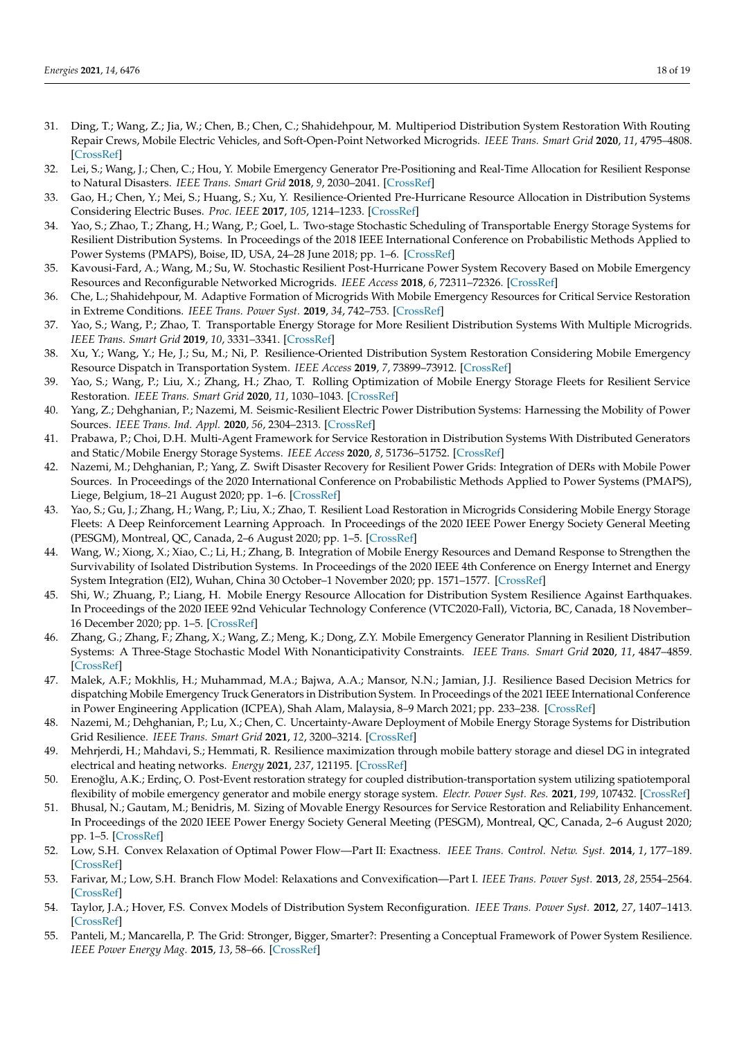31. Ding, T.; Wang, Z.; Jia, W.; Chen, B.; Chen, C.; Shahidehpour, M. Multiperiod Distribution System Restoration With Routing Repair Crews, Mobile Electric Vehicles, and Soft-Open-Point Networked Microgrids. *IEEE Trans. Smart Grid* **2020**, *11*, 4795–4808. [CrossRef]
32. Lei, S.; Wang, J.; Chen, C.; Hou, Y. Mobile Emergency Generator Pre-Positioning and Real-Time Allocation for Resilient Response to Natural Disasters. *IEEE Trans. Smart Grid* **2018**, *9*, 2030–2041. [CrossRef]
33. Gao, H.; Chen, Y.; Mei, S.; Huang, S.; Xu, Y. Resilience-Oriented Pre-Hurricane Resource Allocation in Distribution Systems Considering Electric Buses. *Proc. IEEE* **2017**, *105*, 1214–1233. [CrossRef]
34. Yao, S.; Zhao, T.; Zhang, H.; Wang, P.; Goel, L. Two-stage Stochastic Scheduling of Transportable Energy Storage Systems for Resilient Distribution Systems. In Proceedings of the 2018 IEEE International Conference on Probabilistic Methods Applied to Power Systems (PMAPS), Boise, ID, USA, 24–28 June 2018; pp. 1–6. [CrossRef]
35. Kavousi-Fard, A.; Wang, M.; Su, W. Stochastic Resilient Post-Hurricane Power System Recovery Based on Mobile Emergency Resources and Reconfigurable Networked Microgrids. *IEEE Access* **2018**, *6*, 72311–72326. [CrossRef]
36. Che, L.; Shahidehpour, M. Adaptive Formation of Microgrids With Mobile Emergency Resources for Critical Service Restoration in Extreme Conditions. *IEEE Trans. Power Syst.* **2019**, *34*, 742–753. [CrossRef]
37. Yao, S.; Wang, P.; Zhao, T. Transportable Energy Storage for More Resilient Distribution Systems With Multiple Microgrids. *IEEE Trans. Smart Grid* **2019**, *10*, 3331–3341. [CrossRef]
38. Xu, Y.; Wang, Y.; He, J.; Su, M.; Ni, P. Resilience-Oriented Distribution System Restoration Considering Mobile Emergency Resource Dispatch in Transportation System. *IEEE Access* **2019**, *7*, 73899–73912. [CrossRef]
39. Yao, S.; Wang, P.; Liu, X.; Zhang, H.; Zhao, T. Rolling Optimization of Mobile Energy Storage Fleets for Resilient Service Restoration. *IEEE Trans. Smart Grid* **2020**, *11*, 1030–1043. [CrossRef]
40. Yang, Z.; Dehghanian, P.; Nazemi, M. Seismic-Resilient Electric Power Distribution Systems: Harnessing the Mobility of Power Sources. *IEEE Trans. Ind. Appl.* **2020**, *56*, 2304–2313. [CrossRef]
41. Prabawa, P.; Choi, D.H. Multi-Agent Framework for Service Restoration in Distribution Systems With Distributed Generators and Static/Mobile Energy Storage Systems. *IEEE Access* **2020**, *8*, 51736–51752. [CrossRef]
42. Nazemi, M.; Dehghanian, P.; Yang, Z. Swift Disaster Recovery for Resilient Power Grids: Integration of DERs with Mobile Power Sources. In Proceedings of the 2020 International Conference on Probabilistic Methods Applied to Power Systems (PMAPS), Liege, Belgium, 18–21 August 2020; pp. 1–6. [CrossRef]
43. Yao, S.; Gu, J.; Zhang, H.; Wang, P.; Liu, X.; Zhao, T. Resilient Load Restoration in Microgrids Considering Mobile Energy Storage Fleets: A Deep Reinforcement Learning Approach. In Proceedings of the 2020 IEEE Power Energy Society General Meeting (PESGM), Montreal, QC, Canada, 2–6 August 2020; pp. 1–5. [CrossRef]
44. Wang, W.; Xiong, X.; Xiao, C.; Li, H.; Zhang, B. Integration of Mobile Energy Resources and Demand Response to Strengthen the Survivability of Isolated Distribution Systems. In Proceedings of the 2020 IEEE 4th Conference on Energy Internet and Energy System Integration (EI2), Wuhan, China 30 October–1 November 2020; pp. 1571–1577. [CrossRef]
45. Shi, W.; Zhuang, P.; Liang, H. Mobile Energy Resource Allocation for Distribution System Resilience Against Earthquakes. In Proceedings of the 2020 IEEE 92nd Vehicular Technology Conference (VTC2020-Fall), Victoria, BC, Canada, 18 November–16 December 2020; pp. 1–5. [CrossRef]
46. Zhang, G.; Zhang, F.; Zhang, X.; Wang, Z.; Meng, K.; Dong, Z.Y. Mobile Emergency Generator Planning in Resilient Distribution Systems: A Three-Stage Stochastic Model With Nonanticipativity Constraints. *IEEE Trans. Smart Grid* **2020**, *11*, 4847–4859. [CrossRef]
47. Malek, A.F.; Mokhlis, H.; Muhammad, M.A.; Bajwa, A.A.; Mansor, N.N.; Jamian, J.J. Resilience Based Decision Metrics for dispatching Mobile Emergency Truck Generators in Distribution System. In Proceedings of the 2021 IEEE International Conference in Power Engineering Application (ICPEA), Shah Alam, Malaysia, 8–9 March 2021; pp. 233–238. [CrossRef]
48. Nazemi, M.; Dehghanian, P.; Lu, X.; Chen, C. Uncertainty-Aware Deployment of Mobile Energy Storage Systems for Distribution Grid Resilience. *IEEE Trans. Smart Grid* **2021**, *12*, 3200–3214. [CrossRef]
49. Mehrjerdi, H.; Mahdavi, S.; Hemmati, R. Resilience maximization through mobile battery storage and diesel DG in integrated electrical and heating networks. *Energy* **2021**, *237*, 121195. [CrossRef]
50. Erenoğlu, A.K.; Erdinç, O. Post-Event restoration strategy for coupled distribution-transportation system utilizing spatiotemporal flexibility of mobile emergency generator and mobile energy storage system. *Electr. Power Syst. Res.* **2021**, *199*, 107432. [CrossRef]
51. Bhusal, N.; Gautam, M.; Benidris, M. Sizing of Movable Energy Resources for Service Restoration and Reliability Enhancement. In Proceedings of the 2020 IEEE Power Energy Society General Meeting (PESGM), Montreal, QC, Canada, 2–6 August 2020; pp. 1–5. [CrossRef]
52. Low, S.H. Convex Relaxation of Optimal Power Flow—Part II: Exactness. *IEEE Trans. Control. Netw. Syst.* **2014**, *1*, 177–189. [CrossRef]
53. Farivar, M.; Low, S.H. Branch Flow Model: Relaxations and Convexification—Part I. *IEEE Trans. Power Syst.* **2013**, *28*, 2554–2564. [CrossRef]
54. Taylor, J.A.; Hover, F.S. Convex Models of Distribution System Reconfiguration. *IEEE Trans. Power Syst.* **2012**, *27*, 1407–1413. [CrossRef]
55. Panteli, M.; Mancarella, P. The Grid: Stronger, Bigger, Smarter?: Presenting a Conceptual Framework of Power System Resilience. *IEEE Power Energy Mag.* **2015**, *13*, 58–66. [CrossRef]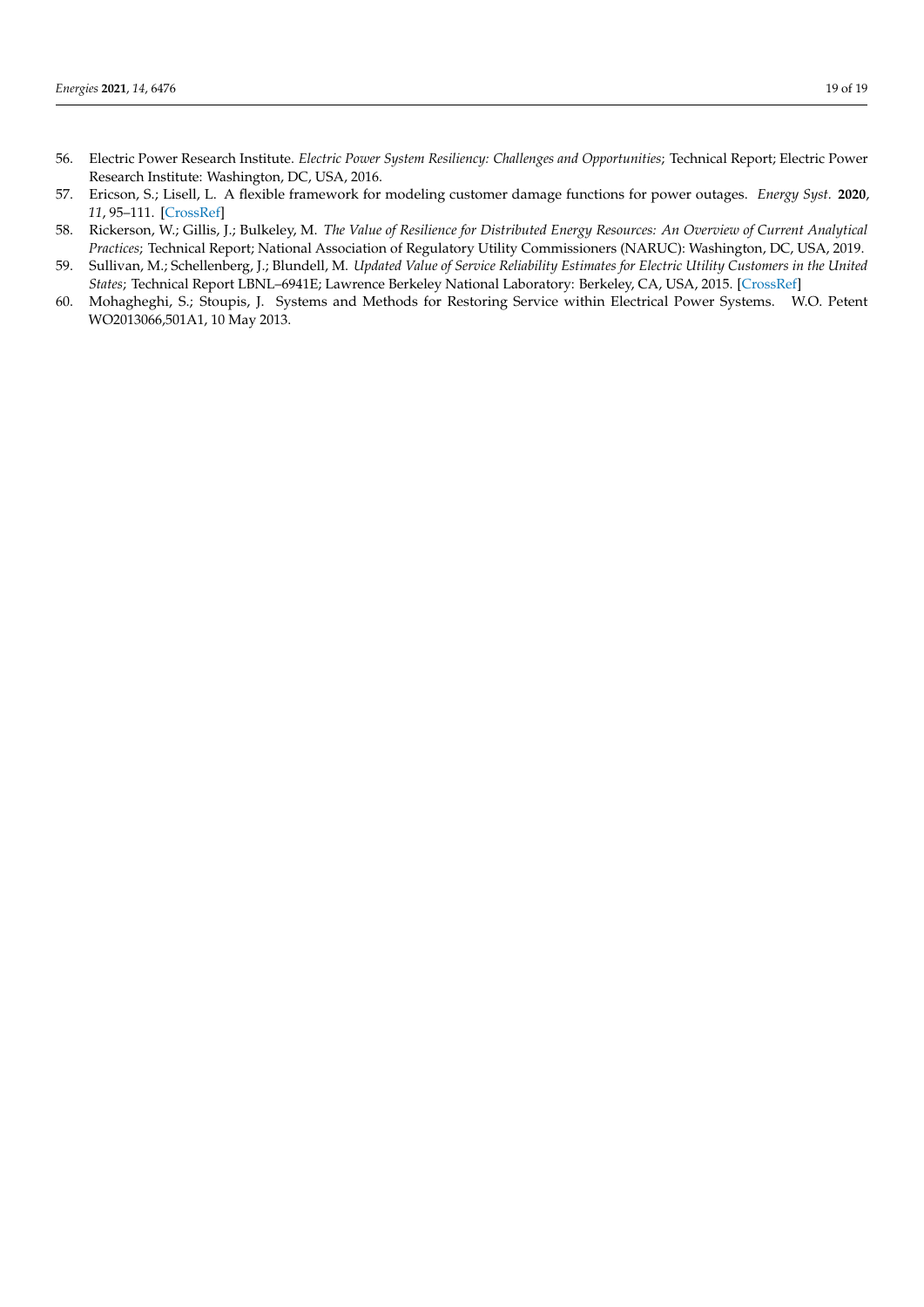56. Electric Power Research Institute. *Electric Power System Resiliency: Challenges and Opportunities*; Technical Report; Electric Power Research Institute: Washington, DC, USA, 2016.
57. Ericson, S.; Lisell, L. A flexible framework for modeling customer damage functions for power outages. *Energy Syst.* **2020**, *11*, 95–111. [CrossRef]
58. Rickerson, W.; Gillis, J.; Bulkeley, M. *The Value of Resilience for Distributed Energy Resources: An Overview of Current Analytical Practices*; Technical Report; National Association of Regulatory Utility Commissioners (NARUC): Washington, DC, USA, 2019.
59. Sullivan, M.; Schellenberg, J.; Blundell, M. *Updated Value of Service Reliability Estimates for Electric Utility Customers in the United States*; Technical Report LBNL–6941E; Lawrence Berkeley National Laboratory: Berkeley, CA, USA, 2015. [CrossRef]
60. Mohagheghi, S.; Stoupis, J. Systems and Methods for Restoring Service within Electrical Power Systems. W.O. Petent WO2013066,501A1, 10 May 2013.